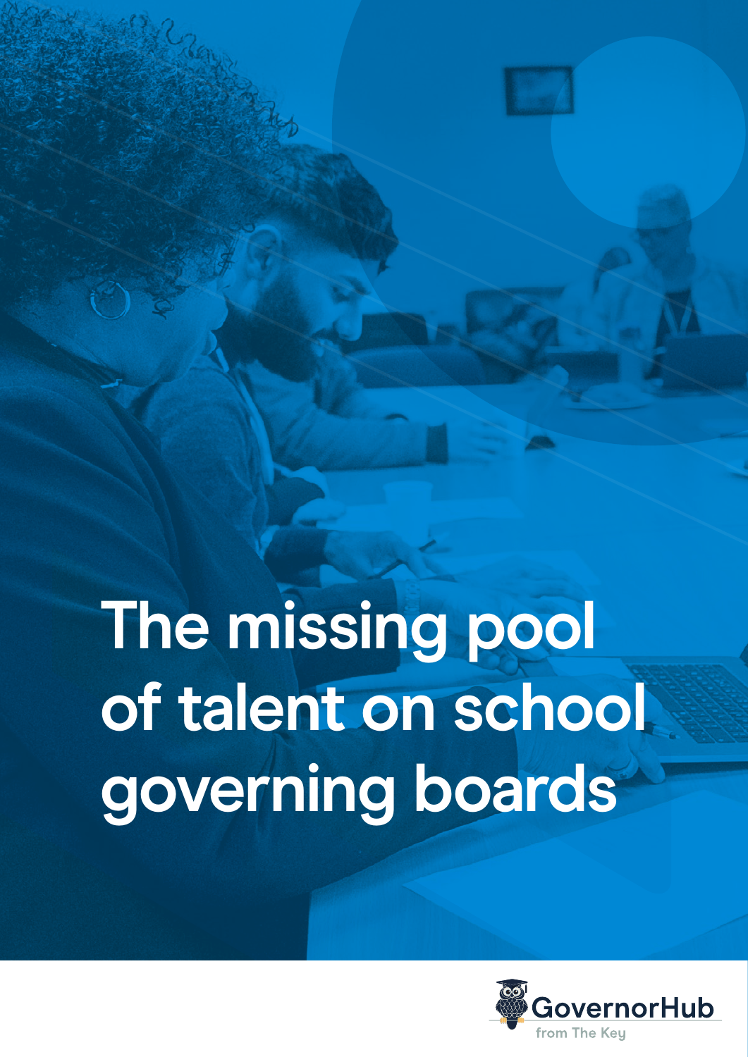# The missing pool of talent on school governing boards

GovernorHub

from The Key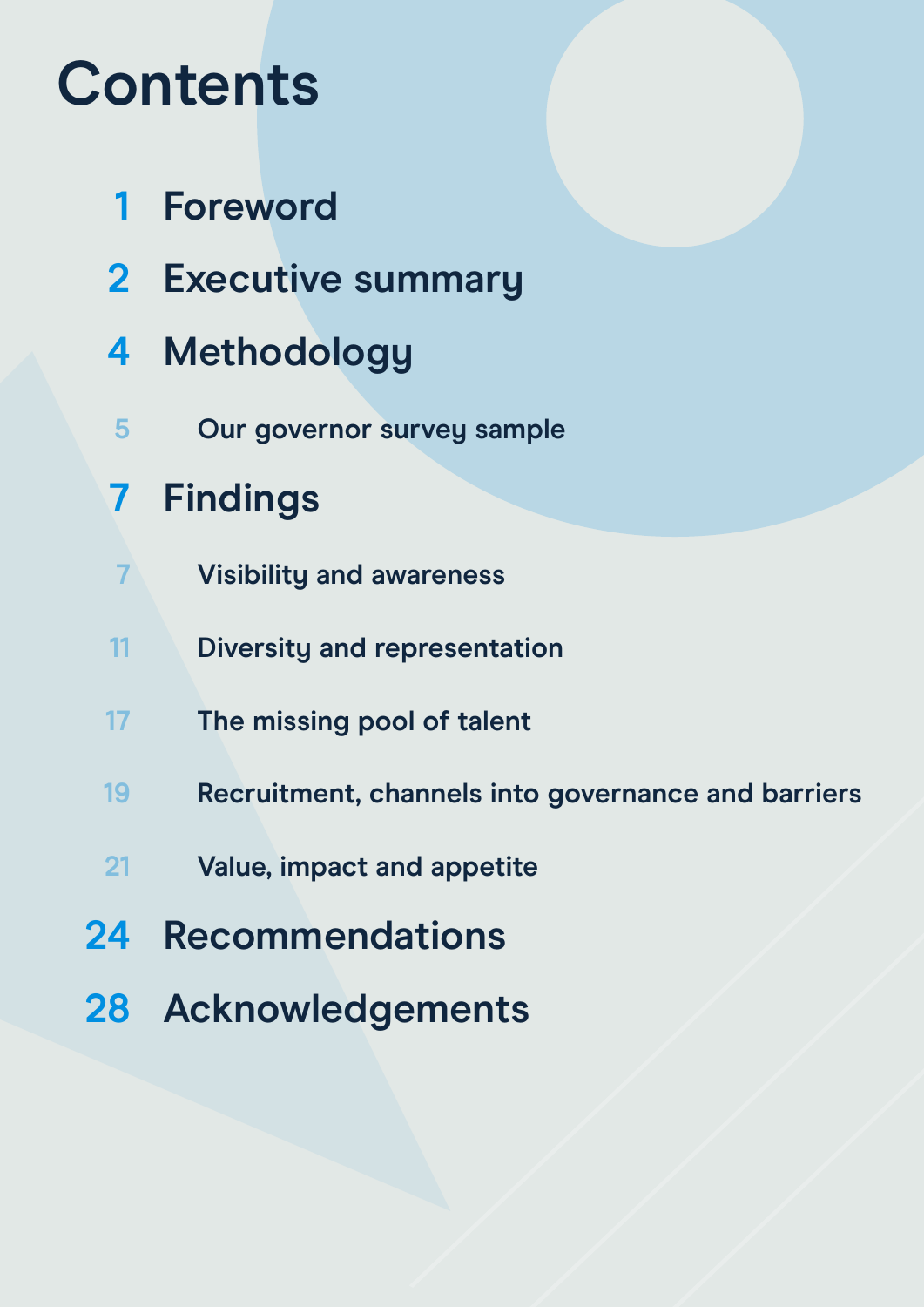# Contents

1 Foreword

2 Executive summary

4 Methodology

- 5 Our governor survey sample

7 Findings

- 7 Visibility and awareness
- 11 Diversity and representation
- 17 The missing pool of talent
- 19 Recruitment, channels into governance and barriers
- 21 Value, impact and appetite

24 Recommendations

28 Acknowledgements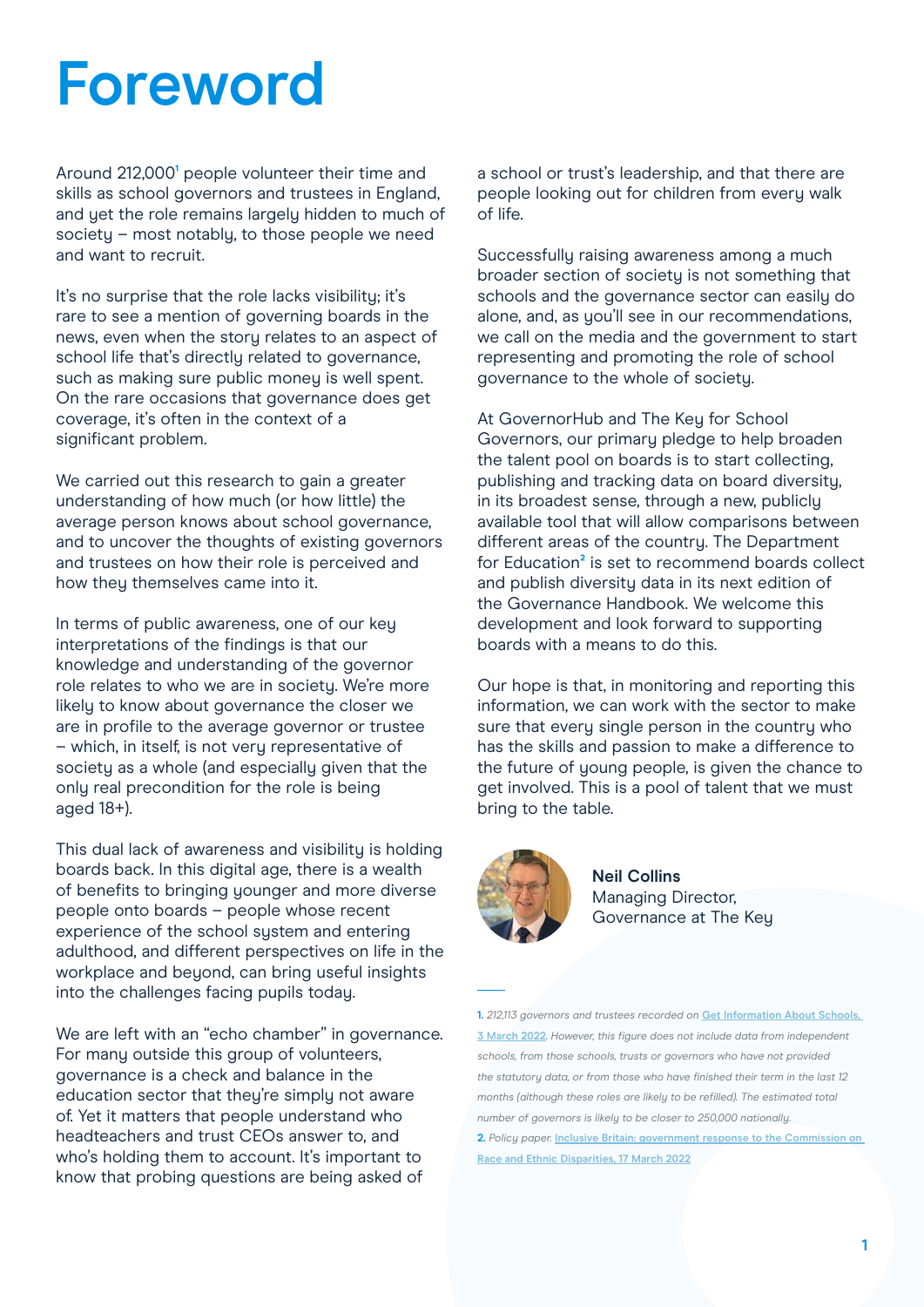# Foreword

Around 212,000[1] people volunteer their time and skills as school governors and trustees in England, and yet the role remains largely hidden to much of society – most notably, to those people we need and want to recruit.

It's no surprise that the role lacks visibility; it's rare to see a mention of governing boards in the news, even when the story relates to an aspect of school life that's directly related to governance, such as making sure public money is well spent. On the rare occasions that governance does get coverage, it's often in the context of a significant problem.

We carried out this research to gain a greater understanding of how much (or how little) the average person knows about school governance, and to uncover the thoughts of existing governors and trustees on how their role is perceived and how they themselves came into it.

In terms of public awareness, one of our key interpretations of the findings is that our knowledge and understanding of the governor role relates to who we are in society. We're more likely to know about governance the closer we are in profile to the average governor or trustee – which, in itself, is not very representative of society as a whole (and especially given that the only real precondition for the role is being aged 18+).

This dual lack of awareness and visibility is holding boards back. In this digital age, there is a wealth of benefits to bringing younger and more diverse people onto boards – people whose recent experience of the school system and entering adulthood, and different perspectives on life in the workplace and beyond, can bring useful insights into the challenges facing pupils today.

We are left with an "echo chamber" in governance. For many outside this group of volunteers, governance is a check and balance in the education sector that they're simply not aware of. Yet it matters that people understand who headteachers and trust CEOs answer to, and who's holding them to account. It's important to know that probing questions are being asked of a school or trust's leadership, and that there are people looking out for children from every walk of life.

Successfully raising awareness among a much broader section of society is not something that schools and the governance sector can easily do alone, and, as you'll see in our recommendations, we call on the media and the government to start representing and promoting the role of school governance to the whole of society.

At GovernorHub and The Key for School Governors, our primary pledge to help broaden the talent pool on boards is to start collecting, publishing and tracking data on board diversity, in its broadest sense, through a new, publicly available tool that will allow comparisons between different areas of the country. The Department for Education[2] is set to recommend boards collect and publish diversity data in its next edition of the Governance Handbook. We welcome this development and look forward to supporting boards with a means to do this.

Our hope is that, in monitoring and reporting this information, we can work with the sector to make sure that every single person in the country who has the skills and passion to make a difference to the future of young people, is given the chance to get involved. This is a pool of talent that we must bring to the table.

**Neil Collins**
Managing Director,
Governance at The Key

---

**1.** *212,113 governors and trustees recorded on* [Get Information About Schools, 3 March 2022](). *However, this figure does not include data from independent schools, from those schools, trusts or governors who have not provided the statutory data, or from those who have finished their term in the last 12 months (although these roles are likely to be refilled). The estimated total number of governors is likely to be closer to 250,000 nationally.*

**2.** *Policy paper.* [Inclusive Britain: government response to the Commission on Race and Ethnic Disparities, 17 March 2022]()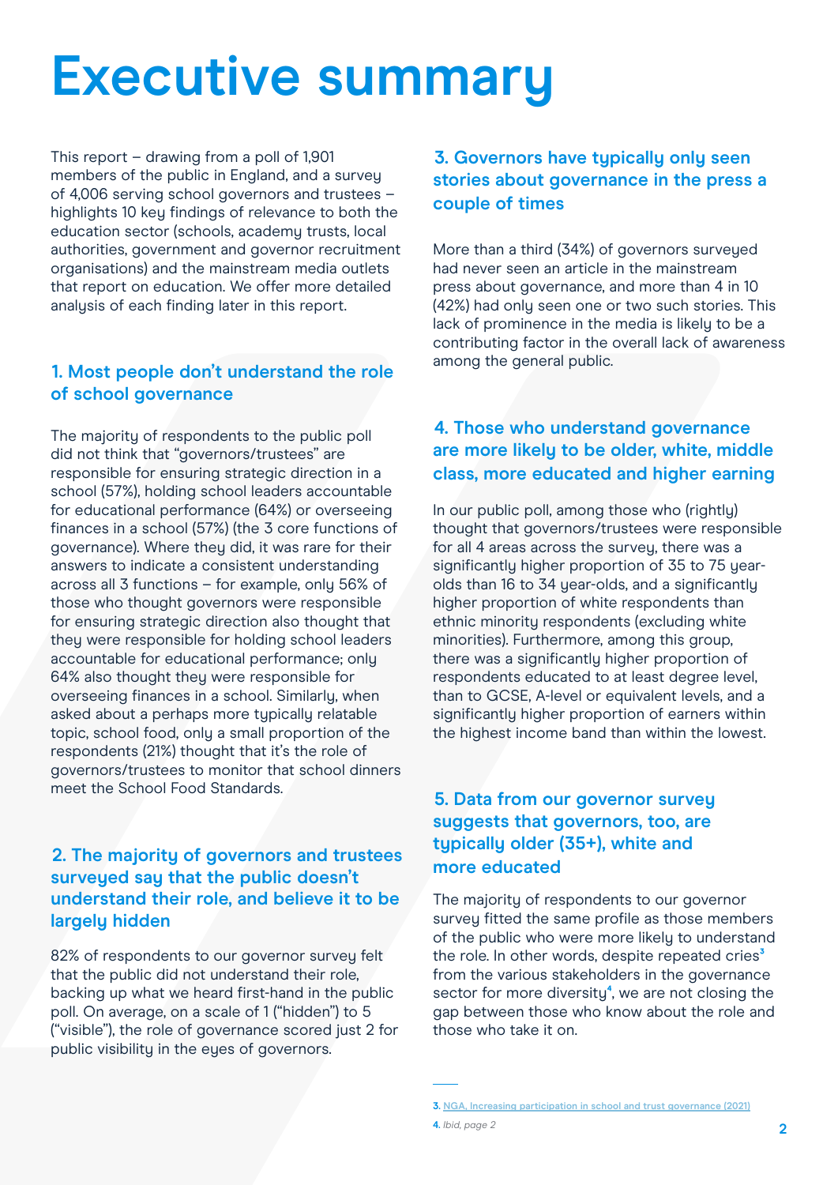# Executive summary

This report – drawing from a poll of 1,901 members of the public in England, and a survey of 4,006 serving school governors and trustees – highlights 10 key findings of relevance to both the education sector (schools, academy trusts, local authorities, government and governor recruitment organisations) and the mainstream media outlets that report on education. We offer more detailed analysis of each finding later in this report.

### 1. Most people don't understand the role of school governance

The majority of respondents to the public poll did not think that "governors/trustees" are responsible for ensuring strategic direction in a school (57%), holding school leaders accountable for educational performance (64%) or overseeing finances in a school (57%) (the 3 core functions of governance). Where they did, it was rare for their answers to indicate a consistent understanding across all 3 functions – for example, only 56% of those who thought governors were responsible for ensuring strategic direction also thought that they were responsible for holding school leaders accountable for educational performance; only 64% also thought they were responsible for overseeing finances in a school. Similarly, when asked about a perhaps more typically relatable topic, school food, only a small proportion of the respondents (21%) thought that it's the role of governors/trustees to monitor that school dinners meet the School Food Standards.

### 2. The majority of governors and trustees surveyed say that the public doesn't understand their role, and believe it to be largely hidden

82% of respondents to our governor survey felt that the public did not understand their role, backing up what we heard first-hand in the public poll. On average, on a scale of 1 ("hidden") to 5 ("visible"), the role of governance scored just 2 for public visibility in the eyes of governors.

### 3. Governors have typically only seen stories about governance in the press a couple of times

More than a third (34%) of governors surveyed had never seen an article in the mainstream press about governance, and more than 4 in 10 (42%) had only seen one or two such stories. This lack of prominence in the media is likely to be a contributing factor in the overall lack of awareness among the general public.

### 4. Those who understand governance are more likely to be older, white, middle class, more educated and higher earning

In our public poll, among those who (rightly) thought that governors/trustees were responsible for all 4 areas across the survey, there was a significantly higher proportion of 35 to 75 year-olds than 16 to 34 year-olds, and a significantly higher proportion of white respondents than ethnic minority respondents (excluding white minorities). Furthermore, among this group, there was a significantly higher proportion of respondents educated to at least degree level, than to GCSE, A-level or equivalent levels, and a significantly higher proportion of earners within the highest income band than within the lowest.

### 5. Data from our governor survey suggests that governors, too, are typically older (35+), white and more educated

The majority of respondents to our governor survey fitted the same profile as those members of the public who were more likely to understand the role. In other words, despite repeated cries[3] from the various stakeholders in the governance sector for more diversity[4], we are not closing the gap between those who know about the role and those who take it on.

---

3. NGA, Increasing participation in school and trust governance (2021)

4. *Ibid, page 2*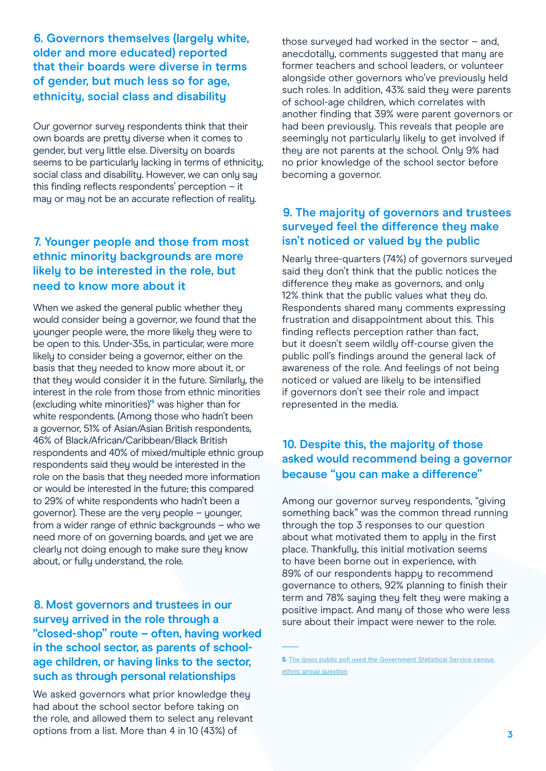### 6. Governors themselves (largely white, older and more educated) reported that their boards were diverse in terms of gender, but much less so for age, ethnicity, social class and disability

Our governor survey respondents think that their own boards are pretty diverse when it comes to gender, but very little else. Diversity on boards seems to be particularly lacking in terms of ethnicity, social class and disability. However, we can only say this finding reflects respondents' perception – it may or may not be an accurate reflection of reality.

### 7. Younger people and those from most ethnic minority backgrounds are more likely to be interested in the role, but need to know more about it

When we asked the general public whether they would consider being a governor, we found that the younger people were, the more likely they were to be open to this. Under-35s, in particular, were more likely to consider being a governor, either on the basis that they needed to know more about it, or that they would consider it in the future. Similarly, the interest in the role from those from ethnic minorities (excluding white minorities)[5] was higher than for white respondents. (Among those who hadn't been a governor, 51% of Asian/Asian British respondents, 46% of Black/African/Caribbean/Black British respondents and 40% of mixed/multiple ethnic group respondents said they would be interested in the role on the basis that they needed more information or would be interested in the future; this compared to 29% of white respondents who hadn't been a governor). These are the very people – younger, from a wider range of ethnic backgrounds – who we need more of on governing boards, and yet we are clearly not doing enough to make sure they know about, or fully understand, the role.

### 8. Most governors and trustees in our survey arrived in the role through a "closed-shop" route – often, having worked in the school sector, as parents of school-age children, or having links to the sector, such as through personal relationships

We asked governors what prior knowledge they had about the school sector before taking on the role, and allowed them to select any relevant options from a list. More than 4 in 10 (43%) of those surveyed had worked in the sector – and, anecdotally, comments suggested that many are former teachers and school leaders, or volunteer alongside other governors who've previously held such roles. In addition, 43% said they were parents of school-age children, which correlates with another finding that 39% were parent governors or had been previously. This reveals that people are seemingly not particularly likely to get involved if they are not parents at the school. Only 9% had no prior knowledge of the school sector before becoming a governor.

### 9. The majority of governors and trustees surveyed feel the difference they make isn't noticed or valued by the public

Nearly three-quarters (74%) of governors surveyed said they don't think that the public notices the difference they make as governors, and only 12% think that the public values what they do. Respondents shared many comments expressing frustration and disappointment about this. This finding reflects perception rather than fact, but it doesn't seem wildly off-course given the public poll's findings around the general lack of awareness of the role. And feelings of not being noticed or valued are likely to be intensified if governors don't see their role and impact represented in the media.

### 10. Despite this, the majority of those asked would recommend being a governor because "you can make a difference"

Among our governor survey respondents, "giving something back" was the common thread running through the top 3 responses to our question about what motivated them to apply in the first place. Thankfully, this initial motivation seems to have been borne out in experience, with 89% of our respondents happy to recommend governance to others, 92% planning to finish their term and 78% saying they felt they were making a positive impact. And many of those who were less sure about their impact were newer to the role.

---

5. The Ipsos public poll used the Government Statistical Service census ethnic group question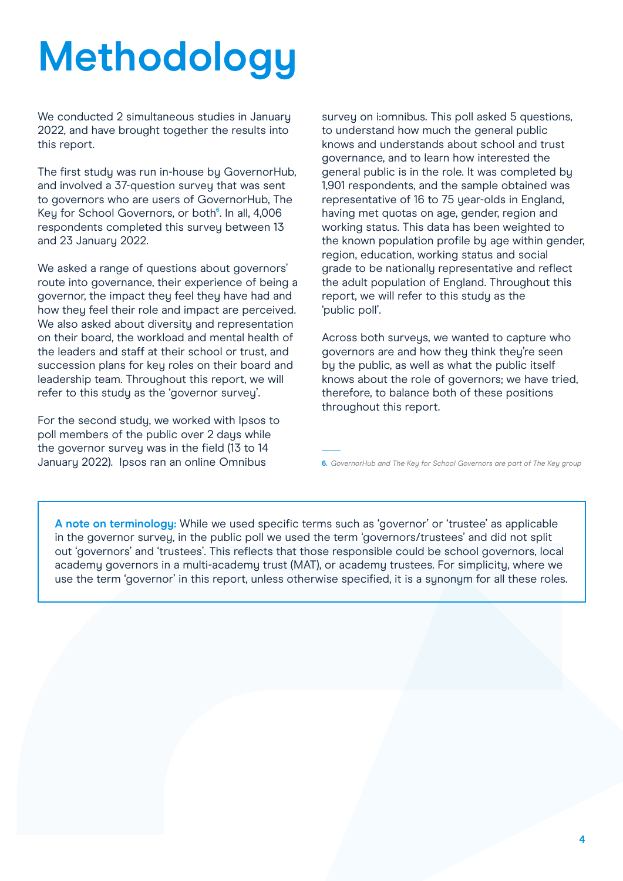# Methodology

We conducted 2 simultaneous studies in January 2022, and have brought together the results into this report.

The first study was run in-house by GovernorHub, and involved a 37-question survey that was sent to governors who are users of GovernorHub, The Key for School Governors, or both[6]. In all, 4,006 respondents completed this survey between 13 and 23 January 2022.

We asked a range of questions about governors' route into governance, their experience of being a governor, the impact they feel they have had and how they feel their role and impact are perceived. We also asked about diversity and representation on their board, the workload and mental health of the leaders and staff at their school or trust, and succession plans for key roles on their board and leadership team. Throughout this report, we will refer to this study as the 'governor survey'.

For the second study, we worked with Ipsos to poll members of the public over 2 days while the governor survey was in the field (13 to 14 January 2022). Ipsos ran an online Omnibus survey on i:omnibus. This poll asked 5 questions, to understand how much the general public knows and understands about school and trust governance, and to learn how interested the general public is in the role. It was completed by 1,901 respondents, and the sample obtained was representative of 16 to 75 year-olds in England, having met quotas on age, gender, region and working status. This data has been weighted to the known population profile by age within gender, region, education, working status and social grade to be nationally representative and reflect the adult population of England. Throughout this report, we will refer to this study as the 'public poll'.

Across both surveys, we wanted to capture who governors are and how they think they're seen by the public, as well as what the public itself knows about the role of governors; we have tried, therefore, to balance both of these positions throughout this report.

6. *GovernorHub and The Key for School Governors are part of The Key group*

**A note on terminology:** While we used specific terms such as 'governor' or 'trustee' as applicable in the governor survey, in the public poll we used the term 'governors/trustees' and did not split out 'governors' and 'trustees'. This reflects that those responsible could be school governors, local academy governors in a multi-academy trust (MAT), or academy trustees. For simplicity, where we use the term 'governor' in this report, unless otherwise specified, it is a synonym for all these roles.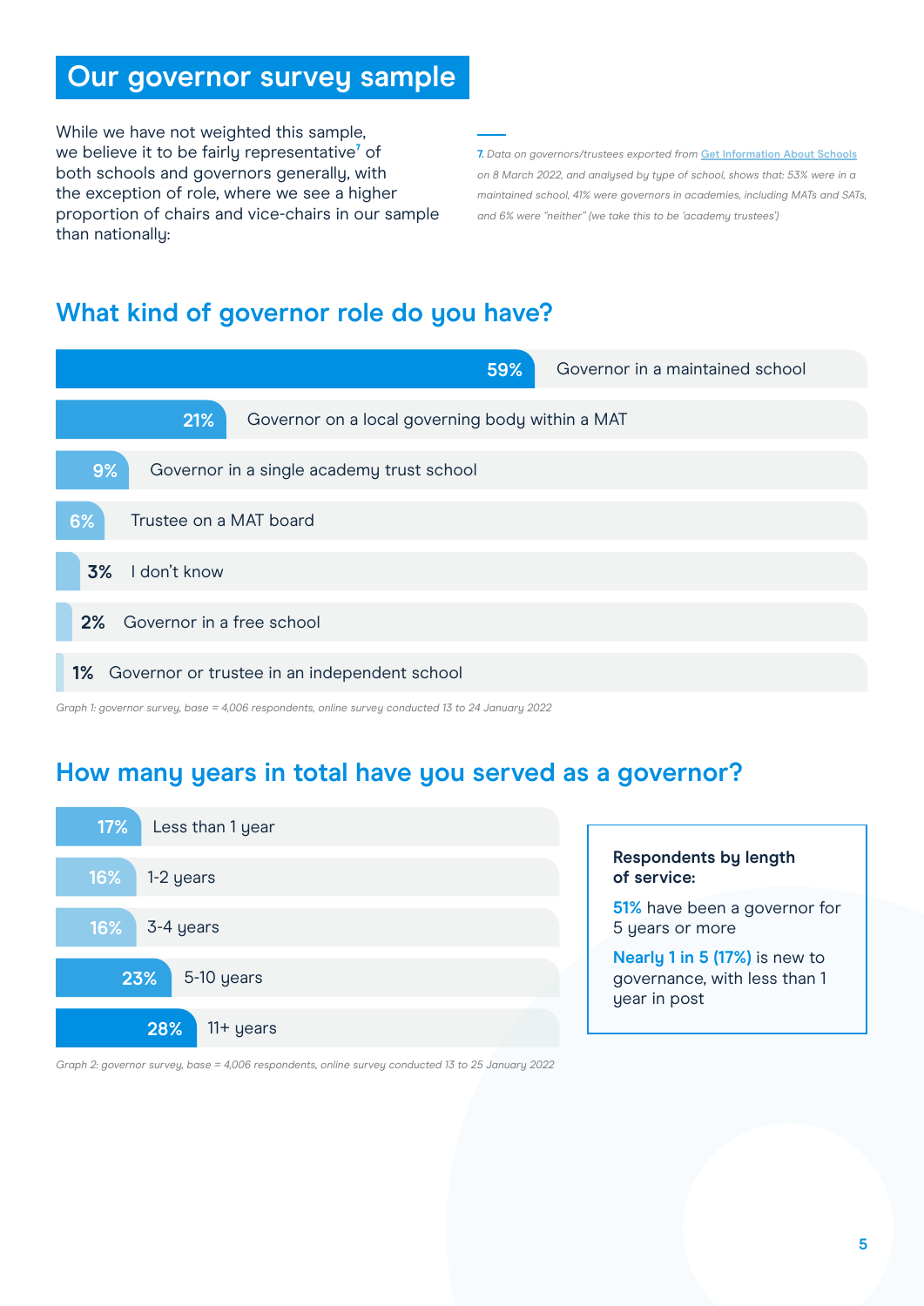## Our governor survey sample

While we have not weighted this sample, we believe it to be fairly representative[7] of both schools and governors generally, with the exception of role, where we see a higher proportion of chairs and vice-chairs in our sample than nationally:

*7. Data on governors/trustees exported from Get Information About Schools on 8 March 2022, and analysed by type of school, shows that: 53% were in a maintained school, 41% were governors in academies, including MATs and SATs, and 6% were "neither" (we take this to be 'academy trustees')*

### What kind of governor role do you have?

| Role | % |
|---|---|
| Governor in a maintained school | 59% |
| Governor on a local governing body within a MAT | 21% |
| Governor in a single academy trust school | 9% |
| Trustee on a MAT board | 6% |
| I don't know | 3% |
| Governor in a free school | 2% |
| Governor or trustee in an independent school | 1% |

*Graph 1: governor survey, base = 4,006 respondents, online survey conducted 13 to 24 January 2022*

### How many years in total have you served as a governor?

| Years served | % |
|---|---|
| Less than 1 year | 17% |
| 1-2 years | 16% |
| 3-4 years | 16% |
| 5-10 years | 23% |
| 11+ years | 28% |

*Graph 2: governor survey, base = 4,006 respondents, online survey conducted 13 to 25 January 2022*

**Respondents by length of service:**

**51%** have been a governor for 5 years or more

**Nearly 1 in 5 (17%)** is new to governance, with less than 1 year in post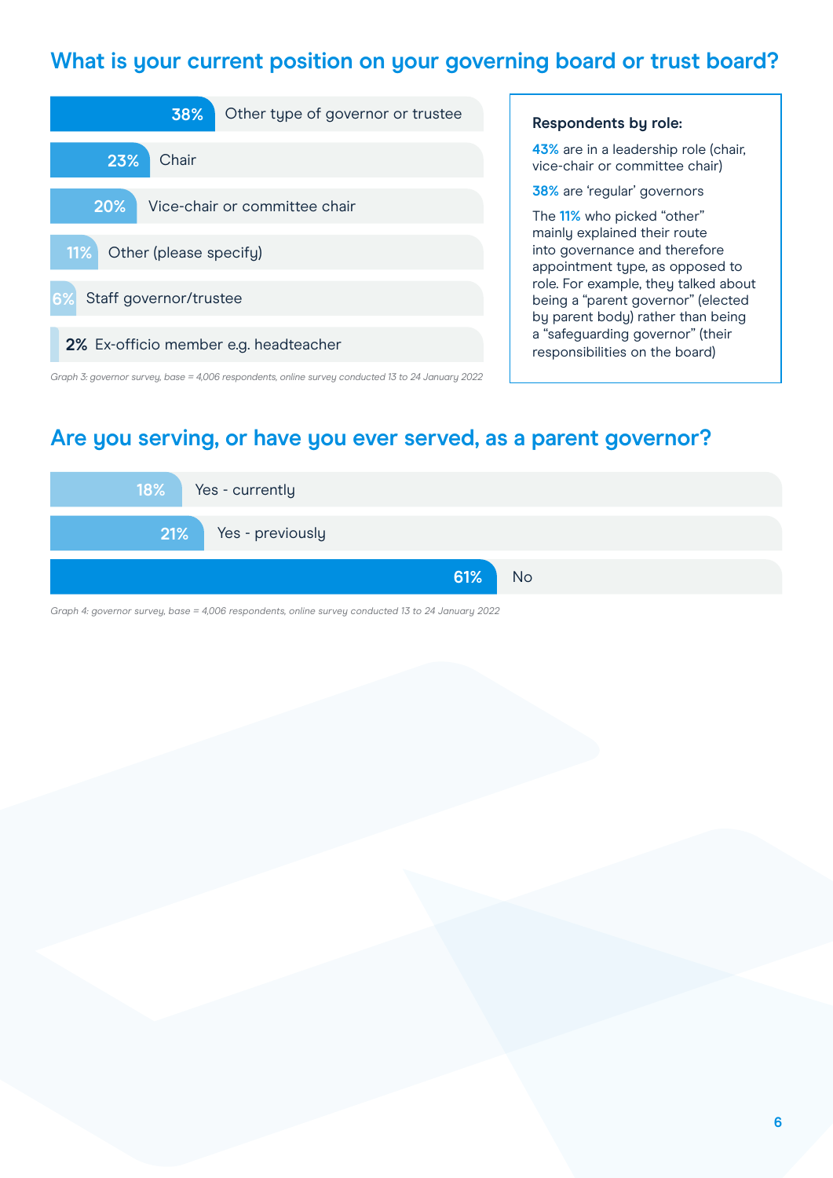## What is your current position on your governing board or trust board?

| Position | % |
|---|---|
| Other type of governor or trustee | 38% |
| Chair | 23% |
| Vice-chair or committee chair | 20% |
| Other (please specify) | 11% |
| Staff governor/trustee | 6% |
| Ex-officio member e.g. headteacher | 2% |

*Graph 3: governor survey, base = 4,006 respondents, online survey conducted 13 to 24 January 2022*

**Respondents by role:**

43% are in a leadership role (chair, vice-chair or committee chair)

38% are 'regular' governors

The 11% who picked "other" mainly explained their route into governance and therefore appointment type, as opposed to role. For example, they talked about being a "parent governor" (elected by parent body) rather than being a "safeguarding governor" (their responsibilities on the board)

## Are you serving, or have you ever served, as a parent governor?

| Response | % |
|---|---|
| Yes - currently | 18% |
| Yes - previously | 21% |
| No | 61% |

*Graph 4: governor survey, base = 4,006 respondents, online survey conducted 13 to 24 January 2022*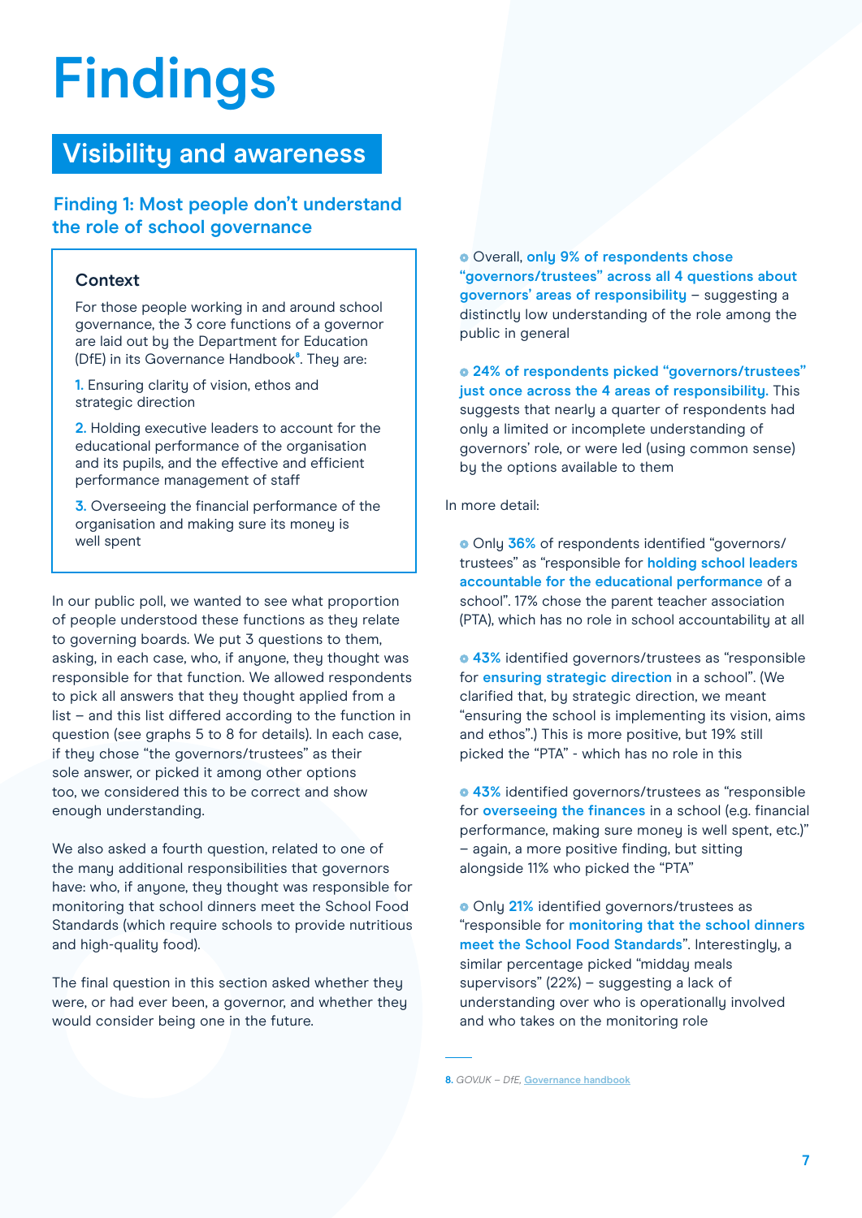# Findings

## Visibility and awareness

### Finding 1: Most people don't understand the role of school governance

**Context**

For those people working in and around school governance, the 3 core functions of a governor are laid out by the Department for Education (DfE) in its Governance Handbook[8]. They are:

1. Ensuring clarity of vision, ethos and strategic direction
2. Holding executive leaders to account for the educational performance of the organisation and its pupils, and the effective and efficient performance management of staff
3. Overseeing the financial performance of the organisation and making sure its money is well spent

In our public poll, we wanted to see what proportion of people understood these functions as they relate to governing boards. We put 3 questions to them, asking, in each case, who, if anyone, they thought was responsible for that function. We allowed respondents to pick all answers that they thought applied from a list – and this list differed according to the function in question (see graphs 5 to 8 for details). In each case, if they chose "the governors/trustees" as their sole answer, or picked it among other options too, we considered this to be correct and show enough understanding.

We also asked a fourth question, related to one of the many additional responsibilities that governors have: who, if anyone, they thought was responsible for monitoring that school dinners meet the School Food Standards (which require schools to provide nutritious and high-quality food).

The final question in this section asked whether they were, or had ever been, a governor, and whether they would consider being one in the future.

- Overall, **only 9% of respondents chose "governors/trustees" across all 4 questions about governors' areas of responsibility** – suggesting a distinctly low understanding of the role among the public in general
- **24% of respondents picked "governors/trustees" just once across the 4 areas of responsibility.** This suggests that nearly a quarter of respondents had only a limited or incomplete understanding of governors' role, or were led (using common sense) by the options available to them

In more detail:

- Only **36%** of respondents identified "governors/ trustees" as "responsible for **holding school leaders accountable for the educational performance** of a school". 17% chose the parent teacher association (PTA), which has no role in school accountability at all
- **43%** identified governors/trustees as "responsible for **ensuring strategic direction** in a school". (We clarified that, by strategic direction, we meant "ensuring the school is implementing its vision, aims and ethos".) This is more positive, but 19% still picked the "PTA" - which has no role in this
- **43%** identified governors/trustees as "responsible for **overseeing the finances** in a school (e.g. financial performance, making sure money is well spent, etc.)" – again, a more positive finding, but sitting alongside 11% who picked the "PTA"
- Only **21%** identified governors/trustees as "responsible for **monitoring that the school dinners meet the School Food Standards**". Interestingly, a similar percentage picked "midday meals supervisors" (22%) – suggesting a lack of understanding over who is operationally involved and who takes on the monitoring role

8. GOV.UK – DfE, Governance handbook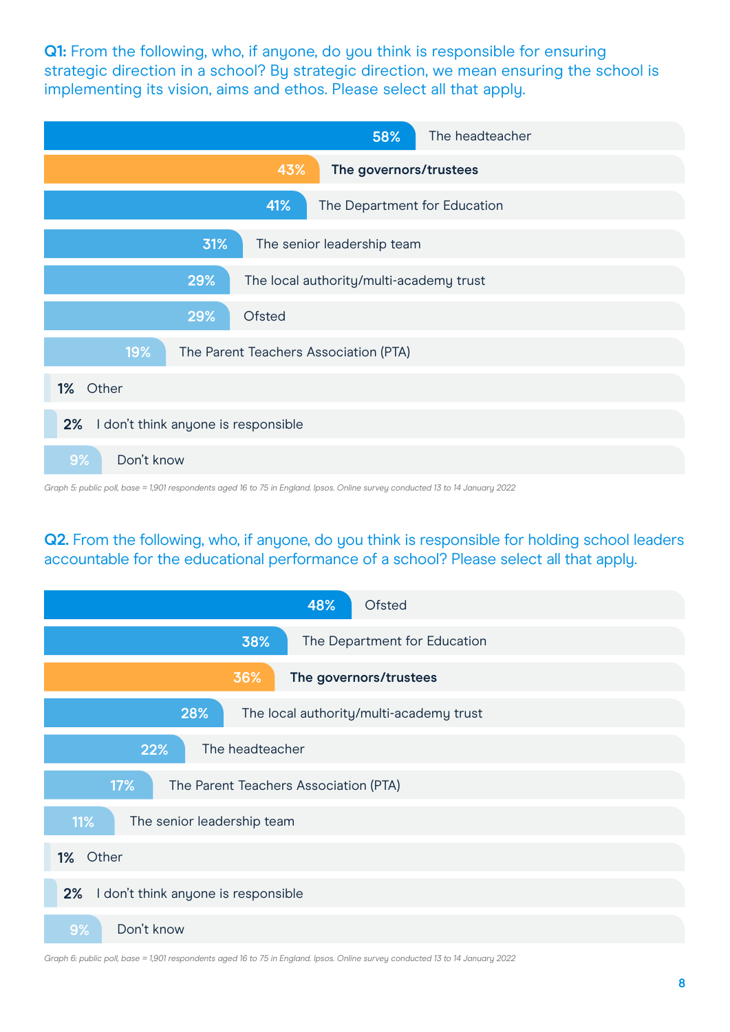**Q1:** From the following, who, if anyone, do you think is responsible for ensuring strategic direction in a school? By strategic direction, we mean ensuring the school is implementing its vision, aims and ethos. Please select all that apply.

| Response | % |
|---|---|
| The headteacher | 58% |
| **The governors/trustees** | **43%** |
| The Department for Education | 41% |
| The senior leadership team | 31% |
| The local authority/multi-academy trust | 29% |
| Ofsted | 29% |
| The Parent Teachers Association (PTA) | 19% |
| Other | 1% |
| I don't think anyone is responsible | 2% |
| Don't know | 9% |

*Graph 5: public poll, base = 1,901 respondents aged 16 to 75 in England. Ipsos. Online survey conducted 13 to 14 January 2022*

**Q2.** From the following, who, if anyone, do you think is responsible for holding school leaders accountable for the educational performance of a school? Please select all that apply.

| Response | % |
|---|---|
| Ofsted | 48% |
| The Department for Education | 38% |
| **The governors/trustees** | **36%** |
| The local authority/multi-academy trust | 28% |
| The headteacher | 22% |
| The Parent Teachers Association (PTA) | 17% |
| The senior leadership team | 11% |
| Other | 1% |
| I don't think anyone is responsible | 2% |
| Don't know | 9% |

*Graph 6: public poll, base = 1,901 respondents aged 16 to 75 in England. Ipsos. Online survey conducted 13 to 14 January 2022*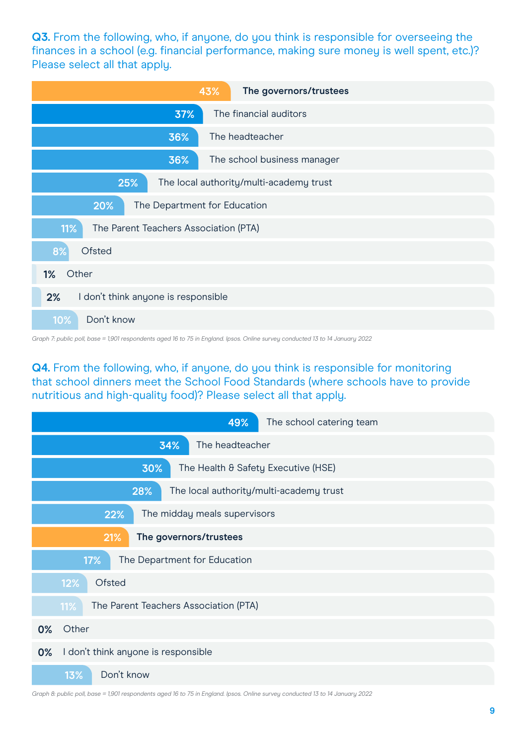**Q3.** From the following, who, if anyone, do you think is responsible for overseeing the finances in a school (e.g. financial performance, making sure money is well spent, etc.)? Please select all that apply.

| Response | % |
| --- | --- |
| **The governors/trustees** | **43%** |
| The financial auditors | 37% |
| The headteacher | 36% |
| The school business manager | 36% |
| The local authority/multi-academy trust | 25% |
| The Department for Education | 20% |
| The Parent Teachers Association (PTA) | 11% |
| Ofsted | 8% |
| Other | 1% |
| I don't think anyone is responsible | 2% |
| Don't know | 10% |

*Graph 7: public poll, base = 1,901 respondents aged 16 to 75 in England. Ipsos. Online survey conducted 13 to 14 January 2022*

**Q4.** From the following, who, if anyone, do you think is responsible for monitoring that school dinners meet the School Food Standards (where schools have to provide nutritious and high-quality food)? Please select all that apply.

| Response | % |
| --- | --- |
| The school catering team | 49% |
| The headteacher | 34% |
| The Health & Safety Executive (HSE) | 30% |
| The local authority/multi-academy trust | 28% |
| The midday meals supervisors | 22% |
| **The governors/trustees** | **21%** |
| The Department for Education | 17% |
| Ofsted | 12% |
| The Parent Teachers Association (PTA) | 11% |
| Other | 0% |
| I don't think anyone is responsible | 0% |
| Don't know | 13% |

*Graph 8: public poll, base = 1,901 respondents aged 16 to 75 in England. Ipsos. Online survey conducted 13 to 14 January 2022*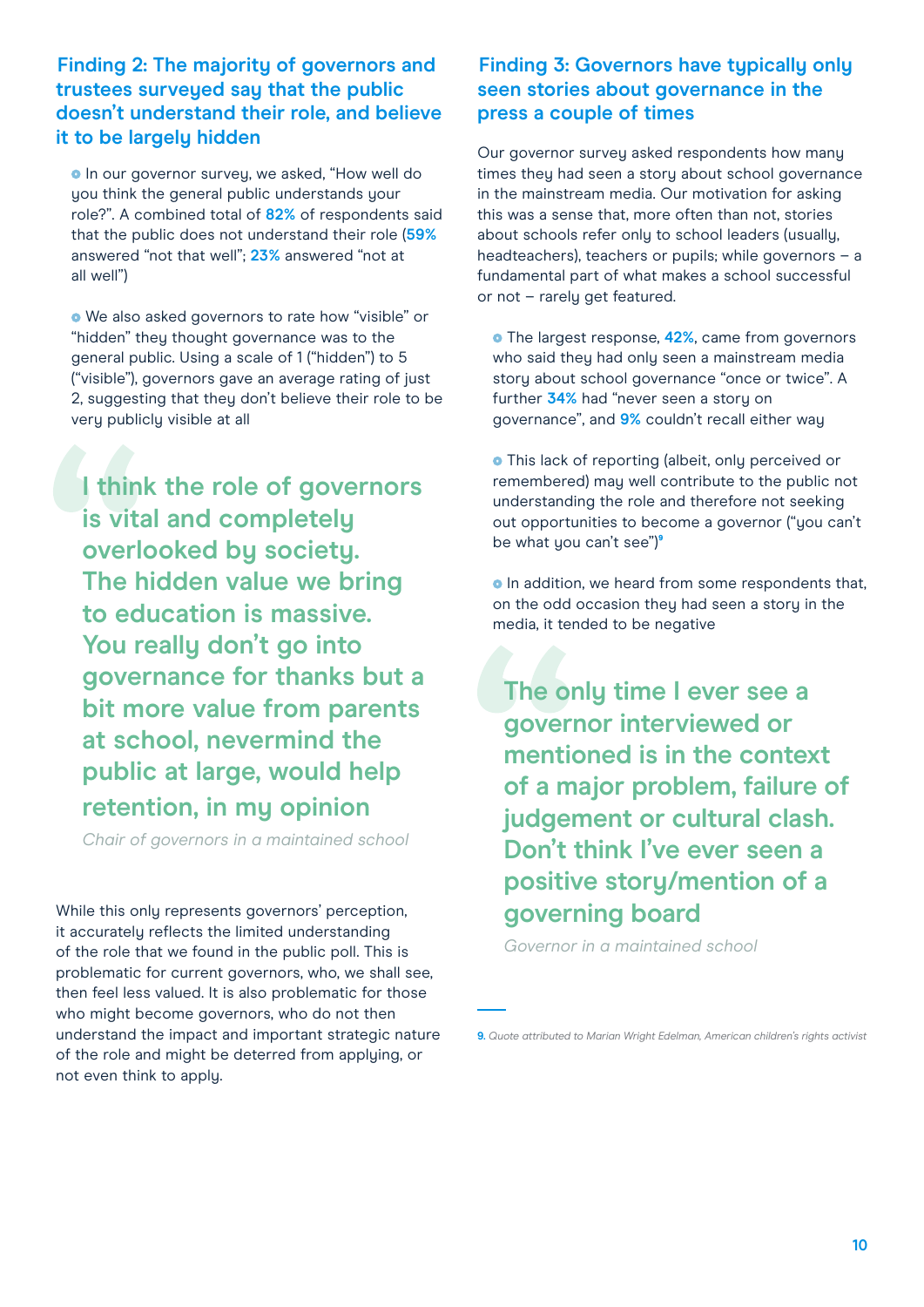## Finding 2: The majority of governors and trustees surveyed say that the public doesn't understand their role, and believe it to be largely hidden

- In our governor survey, we asked, "How well do you think the general public understands your role?". A combined total of **82%** of respondents said that the public does not understand their role (**59%** answered "not that well"; **23%** answered "not at all well")

- We also asked governors to rate how "visible" or "hidden" they thought governance was to the general public. Using a scale of 1 ("hidden") to 5 ("visible"), governors gave an average rating of just 2, suggesting that they don't believe their role to be very publicly visible at all

> **I think the role of governors is vital and completely overlooked by society. The hidden value we bring to education is massive. You really don't go into governance for thanks but a bit more value from parents at school, nevermind the public at large, would help retention, in my opinion**
>
> *Chair of governors in a maintained school*

While this only represents governors' perception, it accurately reflects the limited understanding of the role that we found in the public poll. This is problematic for current governors, who, we shall see, then feel less valued. It is also problematic for those who might become governors, who do not then understand the impact and important strategic nature of the role and might be deterred from applying, or not even think to apply.

## Finding 3: Governors have typically only seen stories about governance in the press a couple of times

Our governor survey asked respondents how many times they had seen a story about school governance in the mainstream media. Our motivation for asking this was a sense that, more often than not, stories about schools refer only to school leaders (usually, headteachers), teachers or pupils; while governors – a fundamental part of what makes a school successful or not – rarely get featured.

- The largest response, **42%**, came from governors who said they had only seen a mainstream media story about school governance "once or twice". A further **34%** had "never seen a story on governance", and **9%** couldn't recall either way

- This lack of reporting (albeit, only perceived or remembered) may well contribute to the public not understanding the role and therefore not seeking out opportunities to become a governor ("you can't be what you can't see")[9]

- In addition, we heard from some respondents that, on the odd occasion they had seen a story in the media, it tended to be negative

> **The only time I ever see a governor interviewed or mentioned is in the context of a major problem, failure of judgement or cultural clash. Don't think I've ever seen a positive story/mention of a governing board**
>
> *Governor in a maintained school*

9. *Quote attributed to Marian Wright Edelman, American children's rights activist*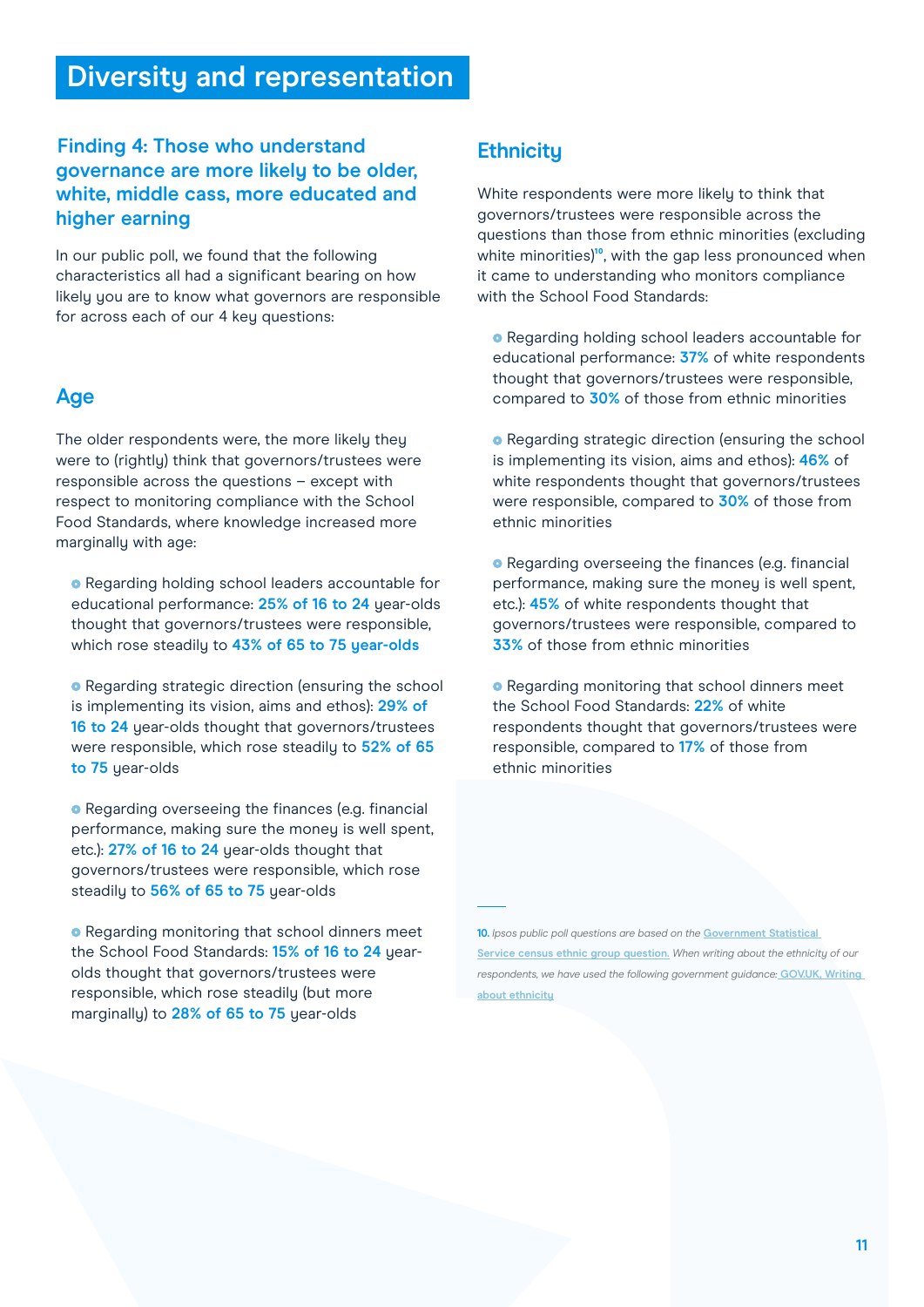# Diversity and representation

### Finding 4: Those who understand governance are more likely to be older, white, middle cass, more educated and higher earning

In our public poll, we found that the following characteristics all had a significant bearing on how likely you are to know what governors are responsible for across each of our 4 key questions:

## Age

The older respondents were, the more likely they were to (rightly) think that governors/trustees were responsible across the questions – except with respect to monitoring compliance with the School Food Standards, where knowledge increased more marginally with age:

- Regarding holding school leaders accountable for educational performance: **25% of 16 to 24** year-olds thought that governors/trustees were responsible, which rose steadily to **43% of 65 to 75 year-olds**
- Regarding strategic direction (ensuring the school is implementing its vision, aims and ethos): **29% of 16 to 24** year-olds thought that governors/trustees were responsible, which rose steadily to **52% of 65 to 75** year-olds
- Regarding overseeing the finances (e.g. financial performance, making sure the money is well spent, etc.): **27% of 16 to 24** year-olds thought that governors/trustees were responsible, which rose steadily to **56% of 65 to 75** year-olds
- Regarding monitoring that school dinners meet the School Food Standards: **15% of 16 to 24** year-olds thought that governors/trustees were responsible, which rose steadily (but more marginally) to **28% of 65 to 75** year-olds

## Ethnicity

White respondents were more likely to think that governors/trustees were responsible across the questions than those from ethnic minorities (excluding white minorities)[10], with the gap less pronounced when it came to understanding who monitors compliance with the School Food Standards:

- Regarding holding school leaders accountable for educational performance: **37%** of white respondents thought that governors/trustees were responsible, compared to **30%** of those from ethnic minorities
- Regarding strategic direction (ensuring the school is implementing its vision, aims and ethos): **46%** of white respondents thought that governors/trustees were responsible, compared to **30%** of those from ethnic minorities
- Regarding overseeing the finances (e.g. financial performance, making sure the money is well spent, etc.): **45%** of white respondents thought that governors/trustees were responsible, compared to **33%** of those from ethnic minorities
- Regarding monitoring that school dinners meet the School Food Standards: **22%** of white respondents thought that governors/trustees were responsible, compared to **17%** of those from ethnic minorities

---

**10.** *Ipsos public poll questions are based on the* [Government Statistical Service census ethnic group question.](#) *When writing about the ethnicity of our respondents, we have used the following government guidance:* [GOV.UK, Writing about ethnicity](#)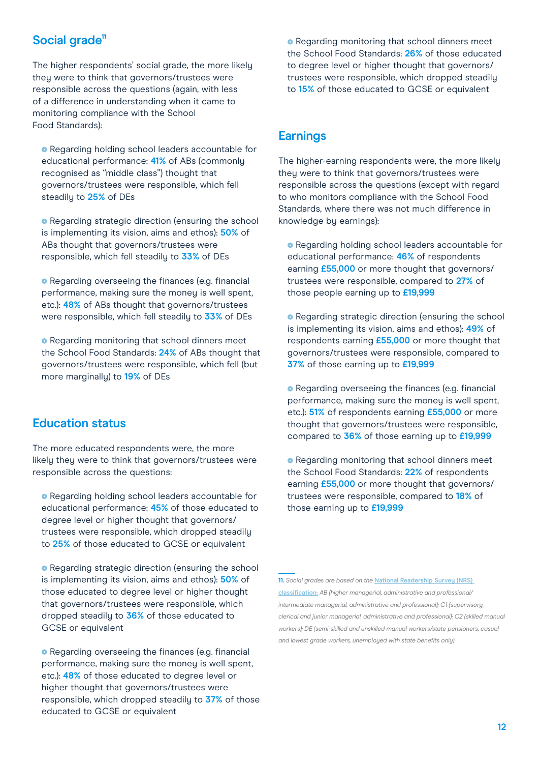## Social grade[11]

The higher respondents' social grade, the more likely they were to think that governors/trustees were responsible across the questions (again, with less of a difference in understanding when it came to monitoring compliance with the School Food Standards):

- Regarding holding school leaders accountable for educational performance: **41%** of ABs (commonly recognised as "middle class") thought that governors/trustees were responsible, which fell steadily to **25%** of DEs
- Regarding strategic direction (ensuring the school is implementing its vision, aims and ethos): **50%** of ABs thought that governors/trustees were responsible, which fell steadily to **33%** of DEs
- Regarding overseeing the finances (e.g. financial performance, making sure the money is well spent, etc.): **48%** of ABs thought that governors/trustees were responsible, which fell steadily to **33%** of DEs
- Regarding monitoring that school dinners meet the School Food Standards: **24%** of ABs thought that governors/trustees were responsible, which fell (but more marginally) to **19%** of DEs

## Education status

The more educated respondents were, the more likely they were to think that governors/trustees were responsible across the questions:

- Regarding holding school leaders accountable for educational performance: **45%** of those educated to degree level or higher thought that governors/trustees were responsible, which dropped steadily to **25%** of those educated to GCSE or equivalent
- Regarding strategic direction (ensuring the school is implementing its vision, aims and ethos): **50%** of those educated to degree level or higher thought that governors/trustees were responsible, which dropped steadily to **36%** of those educated to GCSE or equivalent
- Regarding overseeing the finances (e.g. financial performance, making sure the money is well spent, etc.): **48%** of those educated to degree level or higher thought that governors/trustees were responsible, which dropped steadily to **37%** of those educated to GCSE or equivalent
- Regarding monitoring that school dinners meet the School Food Standards: **26%** of those educated to degree level or higher thought that governors/trustees were responsible, which dropped steadily to **15%** of those educated to GCSE or equivalent

## Earnings

The higher-earning respondents were, the more likely they were to think that governors/trustees were responsible across the questions (except with regard to who monitors compliance with the School Food Standards, where there was not much difference in knowledge by earnings):

- Regarding holding school leaders accountable for educational performance: **46%** of respondents earning **£55,000** or more thought that governors/trustees were responsible, compared to **27%** of those people earning up to **£19,999**
- Regarding strategic direction (ensuring the school is implementing its vision, aims and ethos): **49%** of respondents earning **£55,000** or more thought that governors/trustees were responsible, compared to **37%** of those earning up to **£19,999**
- Regarding overseeing the finances (e.g. financial performance, making sure the money is well spent, etc.): **51%** of respondents earning **£55,000** or more thought that governors/trustees were responsible, compared to **36%** of those earning up to **£19,999**
- Regarding monitoring that school dinners meet the School Food Standards: **22%** of respondents earning **£55,000** or more thought that governors/trustees were responsible, compared to **18%** of those earning up to **£19,999**

---

*11. Social grades are based on the National Readership Survey (NRS) classification: AB (higher managerial, administrative and professional/intermediate managerial, administrative and professional); C1 (supervisory, clerical and junior managerial, administrative and professional); C2 (skilled manual workers); DE (semi-skilled and unskilled manual workers/state pensioners, casual and lowest grade workers, unemployed with state benefits only)*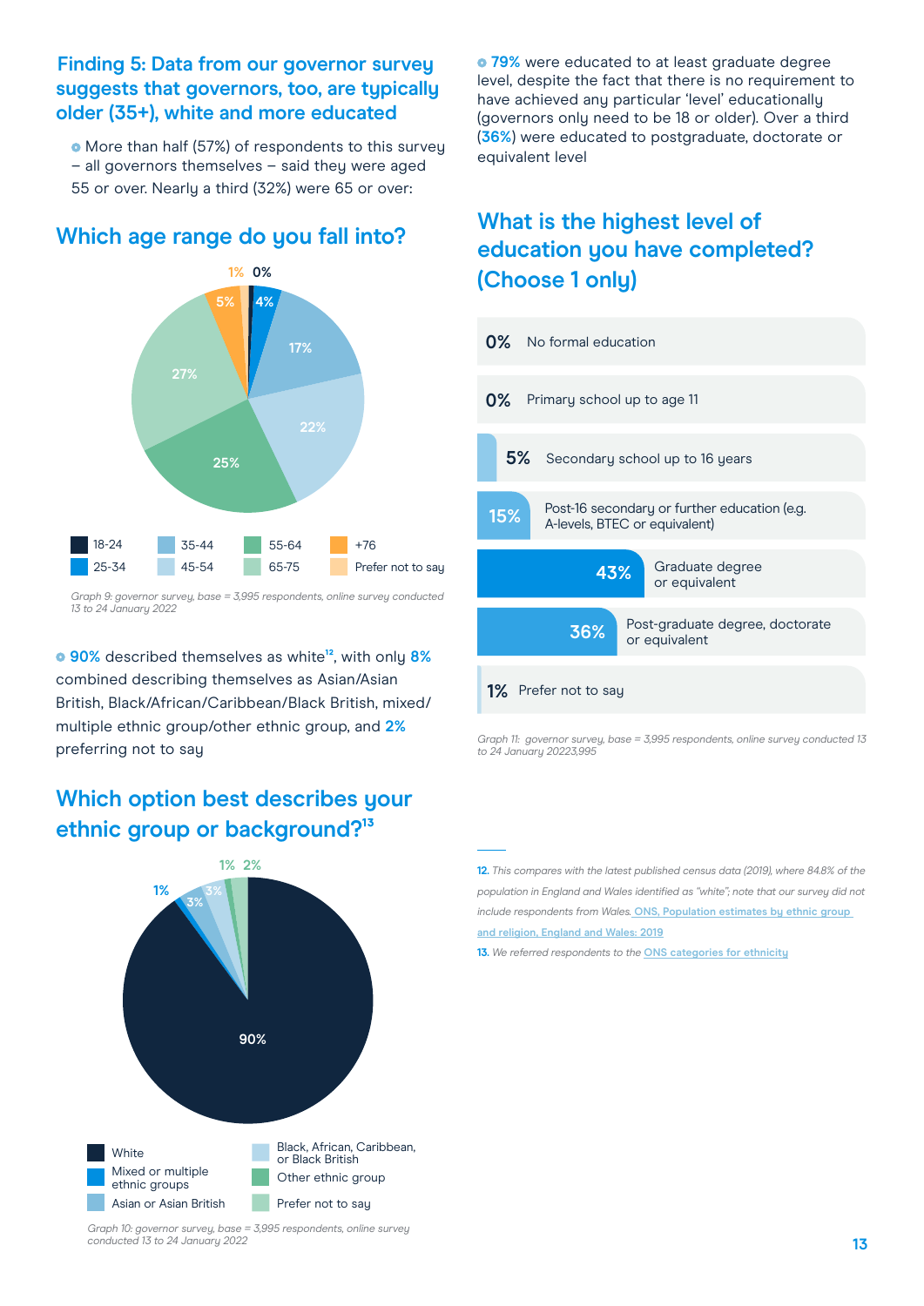## Finding 5: Data from our governor survey suggests that governors, too, are typically older (35+), white and more educated

- More than half (57%) of respondents to this survey – all governors themselves – said they were aged 55 or over. Nearly a third (32%) were 65 or over:

### Which age range do you fall into?

| Age range | % |
|---|---|
| 18-24 | 0% |
| 25-34 | 4% |
| 35-44 | 17% |
| 45-54 | 22% |
| 55-64 | 25% |
| 65-75 | 27% |
| +76 | 5% |
| Prefer not to say | 1% |

*Graph 9: governor survey, base = 3,995 respondents, online survey conducted 13 to 24 January 2022*

- **90%** described themselves as white[12], with only **8%** combined describing themselves as Asian/Asian British, Black/African/Caribbean/Black British, mixed/multiple ethnic group/other ethnic group, and **2%** preferring not to say

### Which option best describes your ethnic group or background?[13]

| Ethnic group | % |
|---|---|
| White | 90% |
| Mixed or multiple ethnic groups | 1% |
| Asian or Asian British | 3% |
| Black, African, Caribbean, or Black British | 3% |
| Other ethnic group | 1% |
| Prefer not to say | 2% |

*Graph 10: governor survey, base = 3,995 respondents, online survey conducted 13 to 24 January 2022*

- **79%** were educated to at least graduate degree level, despite the fact that there is no requirement to have achieved any particular 'level' educationally (governors only need to be 18 or older). Over a third (**36%**) were educated to postgraduate, doctorate or equivalent level

### What is the highest level of education you have completed? (Choose 1 only)

| % | Level |
|---|---|
| 0% | No formal education |
| 0% | Primary school up to age 11 |
| 5% | Secondary school up to 16 years |
| 15% | Post-16 secondary or further education (e.g. A-levels, BTEC or equivalent) |
| 43% | Graduate degree or equivalent |
| 36% | Post-graduate degree, doctorate or equivalent |
| 1% | Prefer not to say |

*Graph 11: governor survey, base = 3,995 respondents, online survey conducted 13 to 24 January 20223,995*

---

**12.** *This compares with the latest published census data (2019), where 84.8% of the population in England and Wales identified as "white"; note that our survey did not include respondents from Wales.* [ONS, Population estimates by ethnic group and religion, England and Wales: 2019]

**13.** *We referred respondents to the* [ONS categories for ethnicity]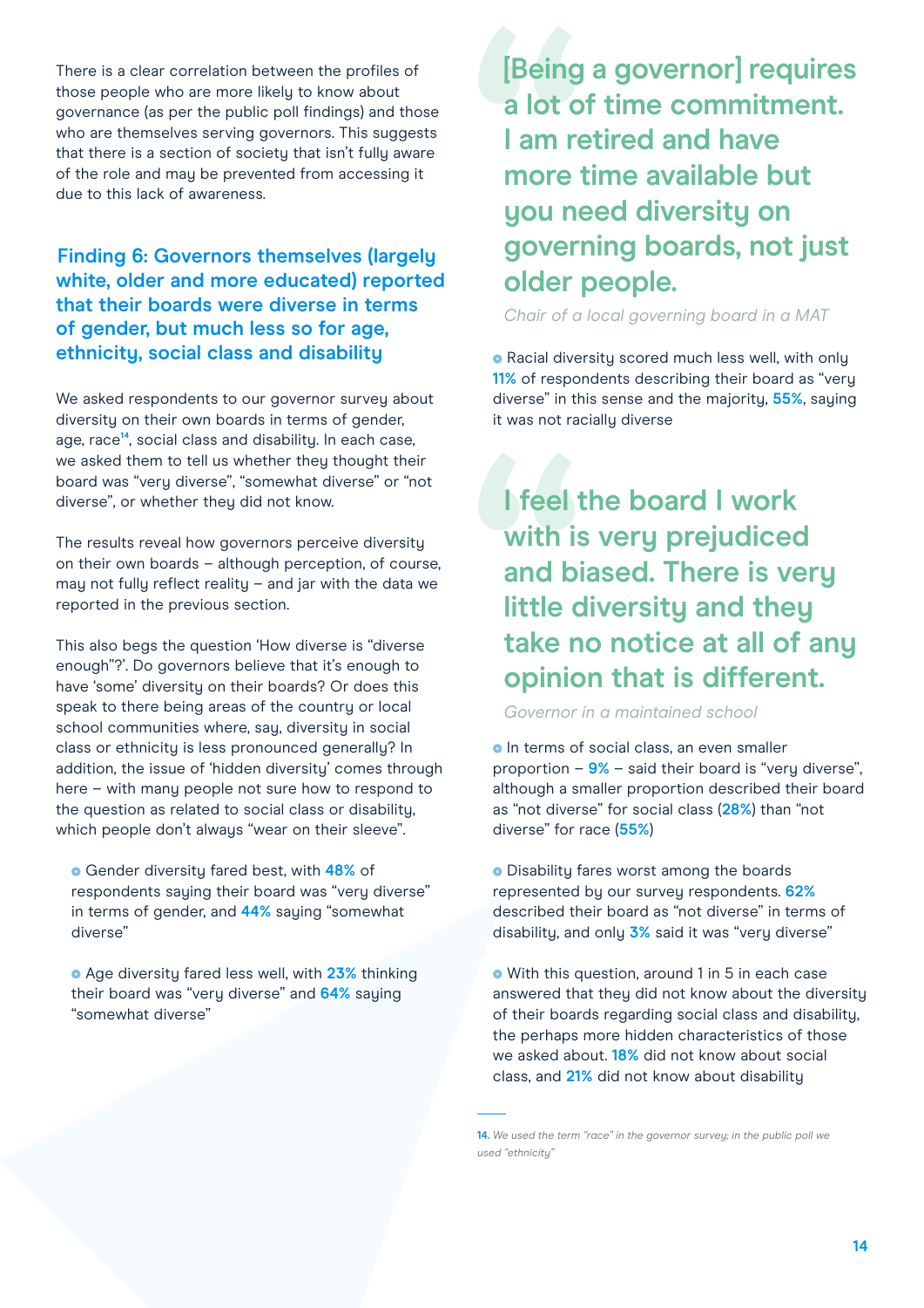There is a clear correlation between the profiles of those people who are more likely to know about governance (as per the public poll findings) and those who are themselves serving governors. This suggests that there is a section of society that isn't fully aware of the role and may be prevented from accessing it due to this lack of awareness.

### Finding 6: Governors themselves (largely white, older and more educated) reported that their boards were diverse in terms of gender, but much less so for age, ethnicity, social class and disability

We asked respondents to our governor survey about diversity on their own boards in terms of gender, age, race[14], social class and disability. In each case, we asked them to tell us whether they thought their board was "very diverse", "somewhat diverse" or "not diverse", or whether they did not know.

The results reveal how governors perceive diversity on their own boards – although perception, of course, may not fully reflect reality – and jar with the data we reported in the previous section.

This also begs the question 'How diverse is "diverse enough"?'. Do governors believe that it's enough to have 'some' diversity on their boards? Or does this speak to there being areas of the country or local school communities where, say, diversity in social class or ethnicity is less pronounced generally? In addition, the issue of 'hidden diversity' comes through here – with many people not sure how to respond to the question as related to social class or disability, which people don't always "wear on their sleeve".

- Gender diversity fared best, with **48%** of respondents saying their board was "very diverse" in terms of gender, and **44%** saying "somewhat diverse"
- Age diversity fared less well, with **23%** thinking their board was "very diverse" and **64%** saying "somewhat diverse"

> **[Being a governor] requires a lot of time commitment. I am retired and have more time available but you need diversity on governing boards, not just older people.**
>
> *Chair of a local governing board in a MAT*

- Racial diversity scored much less well, with only **11%** of respondents describing their board as "very diverse" in this sense and the majority, **55%**, saying it was not racially diverse

> **I feel the board I work with is very prejudiced and biased. There is very little diversity and they take no notice at all of any opinion that is different.**
>
> *Governor in a maintained school*

- In terms of social class, an even smaller proportion – **9%** – said their board is "very diverse", although a smaller proportion described their board as "not diverse" for social class (**28%**) than "not diverse" for race (**55%**)
- Disability fares worst among the boards represented by our survey respondents. **62%** described their board as "not diverse" in terms of disability, and only **3%** said it was "very diverse"
- With this question, around 1 in 5 in each case answered that they did not know about the diversity of their boards regarding social class and disability, the perhaps more hidden characteristics of those we asked about. **18%** did not know about social class, and **21%** did not know about disability

---

14. *We used the term "race" in the governor survey; in the public poll we used "ethnicity"*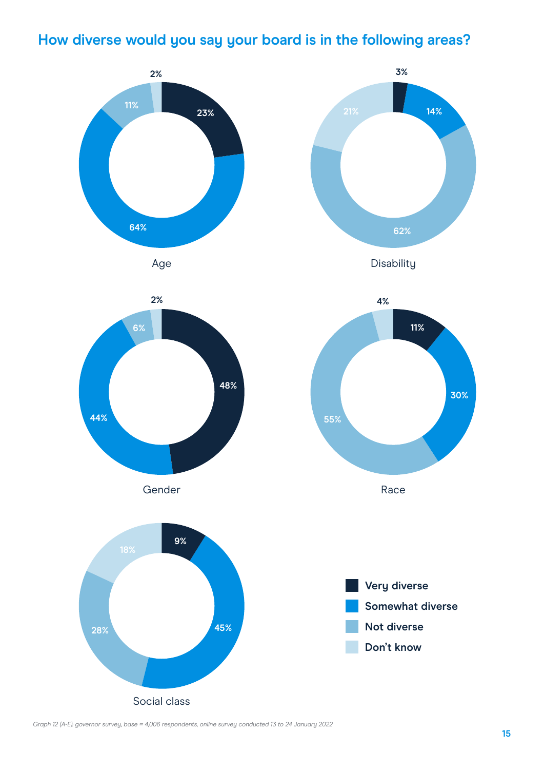## How diverse would you say your board is in the following areas?

| | Very diverse | Somewhat diverse | Not diverse | Don't know |
|---|---|---|---|---|
| Age | 23% | 64% | 11% | 2% |
| Disability | 3% | 14% | 62% | 21% |
| Gender | 48% | 44% | 6% | 2% |
| Race | 11% | 30% | 55% | 4% |
| Social class | 9% | 45% | 28% | 18% |

*Graph 12 (A-E): governor survey, base = 4,006 respondents, online survey conducted 13 to 24 January 2022*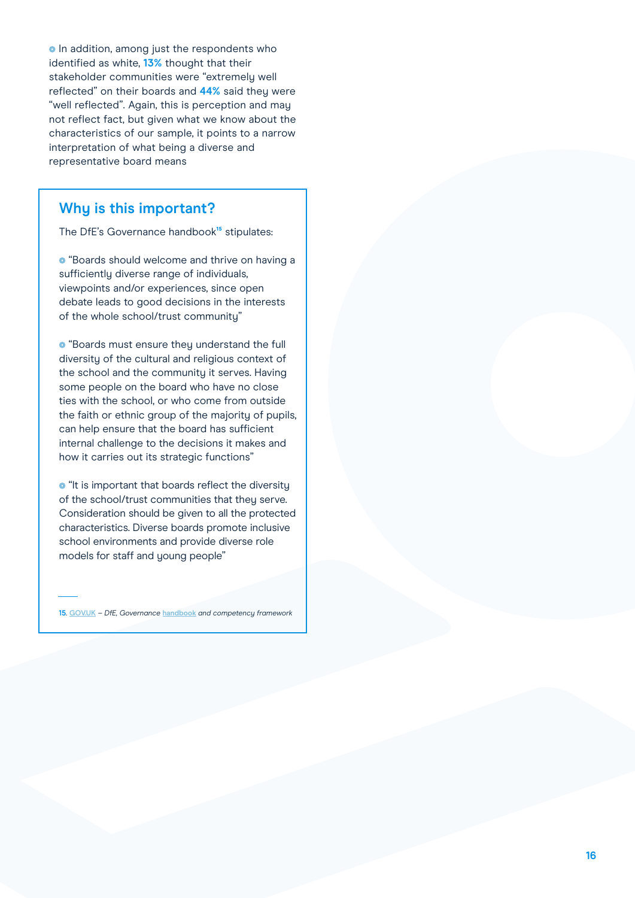- In addition, among just the respondents who identified as white, **13%** thought that their stakeholder communities were "extremely well reflected" on their boards and **44%** said they were "well reflected". Again, this is perception and may not reflect fact, but given what we know about the characteristics of our sample, it points to a narrow interpretation of what being a diverse and representative board means

## Why is this important?

The DfE's Governance handbook[15] stipulates:

- "Boards should welcome and thrive on having a sufficiently diverse range of individuals, viewpoints and/or experiences, since open debate leads to good decisions in the interests of the whole school/trust community"

- "Boards must ensure they understand the full diversity of the cultural and religious context of the school and the community it serves. Having some people on the board who have no close ties with the school, or who come from outside the faith or ethnic group of the majority of pupils, can help ensure that the board has sufficient internal challenge to the decisions it makes and how it carries out its strategic functions"

- "It is important that boards reflect the diversity of the school/trust communities that they serve. Consideration should be given to all the protected characteristics. Diverse boards promote inclusive school environments and provide diverse role models for staff and young people"

---

15. GOV.UK – *DfE, Governance* handbook *and competency framework*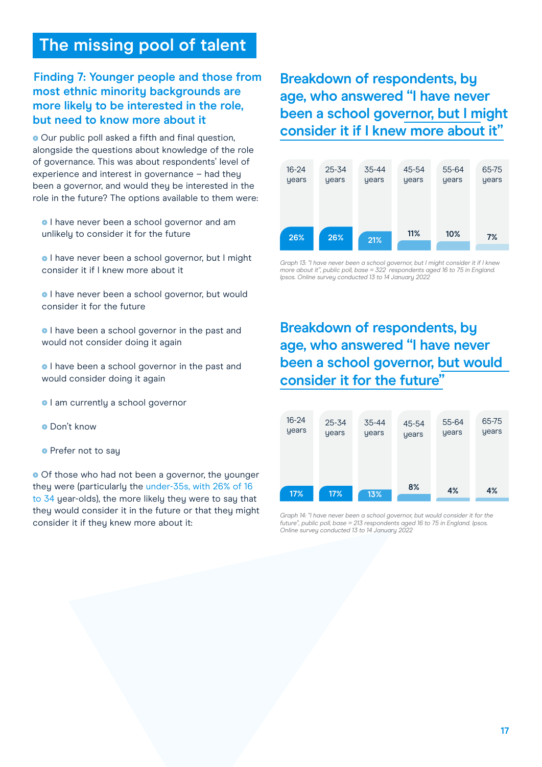# The missing pool of talent

## Finding 7: Younger people and those from most ethnic minority backgrounds are more likely to be interested in the role, but need to know more about it

Our public poll asked a fifth and final question, alongside the questions about knowledge of the role of governance. This was about respondents' level of experience and interest in governance – had they been a governor, and would they be interested in the role in the future? The options available to them were:

- I have never been a school governor and am unlikely to consider it for the future
- I have never been a school governor, but I might consider it if I knew more about it
- I have never been a school governor, but would consider it for the future
- I have been a school governor in the past and would not consider doing it again
- I have been a school governor in the past and would consider doing it again
- I am currently a school governor
- Don't know
- Prefer not to say

Of those who had not been a governor, the younger they were (particularly the under-35s, with 26% of 16 to 34 year-olds), the more likely they were to say that they would consider it in the future or that they might consider it if they knew more about it:

### Breakdown of respondents, by age, who answered "I have never been a school governor, but I might consider it if I knew more about it"

| 16-24 years | 25-34 years | 35-44 years | 45-54 years | 55-64 years | 65-75 years |
|---|---|---|---|---|---|
| 26% | 26% | 21% | 11% | 10% | 7% |

*Graph 13: "I have never been a school governor, but I might consider it if I knew more about it", public poll, base = 322 respondents aged 16 to 75 in England. Ipsos. Online survey conducted 13 to 14 January 2022*

### Breakdown of respondents, by age, who answered "I have never been a school governor, but would consider it for the future"

| 16-24 years | 25-34 years | 35-44 years | 45-54 years | 55-64 years | 65-75 years |
|---|---|---|---|---|---|
| 17% | 17% | 13% | 8% | 4% | 4% |

*Graph 14: "I have never been a school governor, but would consider it for the future", public poll, base = 213 respondents aged 16 to 75 in England. Ipsos. Online survey conducted 13 to 14 January 2022*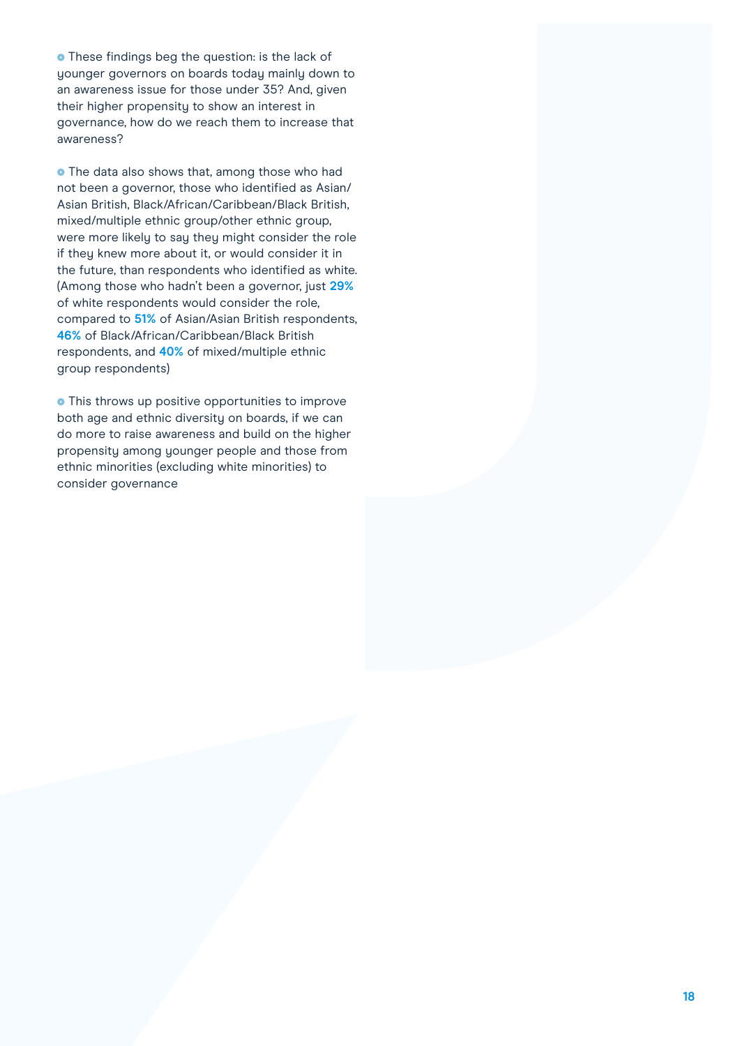- These findings beg the question: is the lack of younger governors on boards today mainly down to an awareness issue for those under 35? And, given their higher propensity to show an interest in governance, how do we reach them to increase that awareness?

- The data also shows that, among those who had not been a governor, those who identified as Asian/Asian British, Black/African/Caribbean/Black British, mixed/multiple ethnic group/other ethnic group, were more likely to say they might consider the role if they knew more about it, or would consider it in the future, than respondents who identified as white. (Among those who hadn't been a governor, just **29%** of white respondents would consider the role, compared to **51%** of Asian/Asian British respondents, **46%** of Black/African/Caribbean/Black British respondents, and **40%** of mixed/multiple ethnic group respondents)

- This throws up positive opportunities to improve both age and ethnic diversity on boards, if we can do more to raise awareness and build on the higher propensity among younger people and those from ethnic minorities (excluding white minorities) to consider governance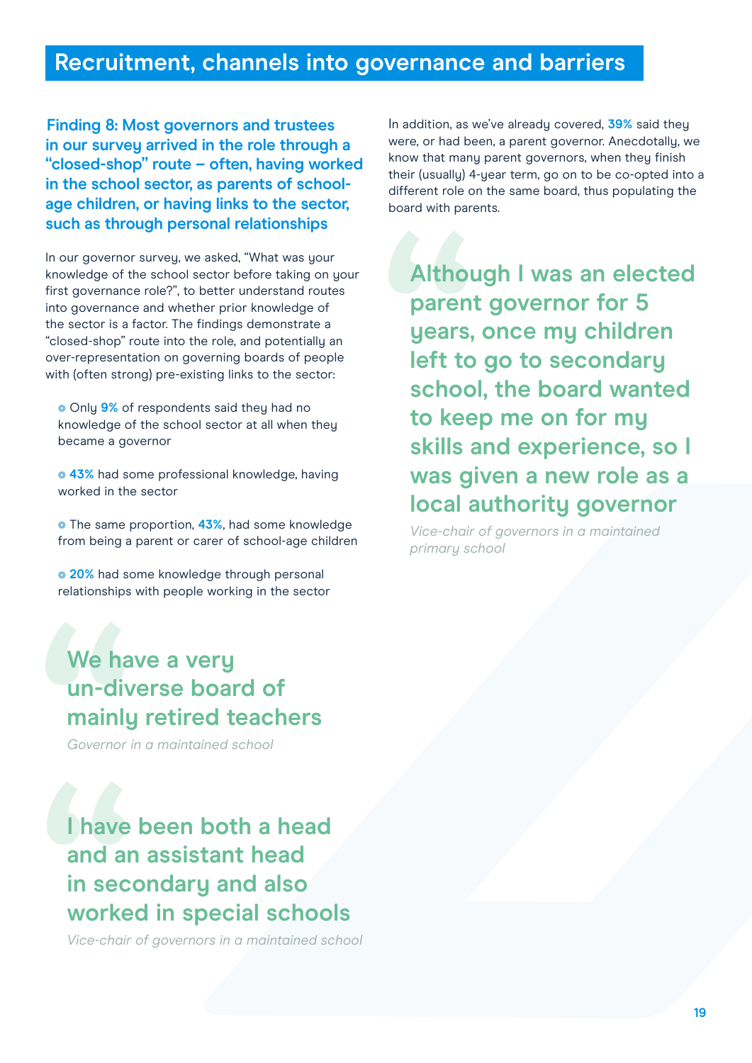## Recruitment, channels into governance and barriers

### Finding 8: Most governors and trustees in our survey arrived in the role through a "closed-shop" route – often, having worked in the school sector, as parents of school-age children, or having links to the sector, such as through personal relationships

In our governor survey, we asked, "What was your knowledge of the school sector before taking on your first governance role?", to better understand routes into governance and whether prior knowledge of the sector is a factor. The findings demonstrate a "closed-shop" route into the role, and potentially an over-representation on governing boards of people with (often strong) pre-existing links to the sector:

- Only **9%** of respondents said they had no knowledge of the school sector at all when they became a governor
- **43%** had some professional knowledge, having worked in the sector
- The same proportion, **43%**, had some knowledge from being a parent or carer of school-age children
- **20%** had some knowledge through personal relationships with people working in the sector

> **We have a very un-diverse board of mainly retired teachers**
>
> *Governor in a maintained school*

> **I have been both a head and an assistant head in secondary and also worked in special schools**
>
> *Vice-chair of governors in a maintained school*

In addition, as we've already covered, **39%** said they were, or had been, a parent governor. Anecdotally, we know that many parent governors, when they finish their (usually) 4-year term, go on to be co-opted into a different role on the same board, thus populating the board with parents.

> **Although I was an elected parent governor for 5 years, once my children left to go to secondary school, the board wanted to keep me on for my skills and experience, so I was given a new role as a local authority governor**
>
> *Vice-chair of governors in a maintained primary school*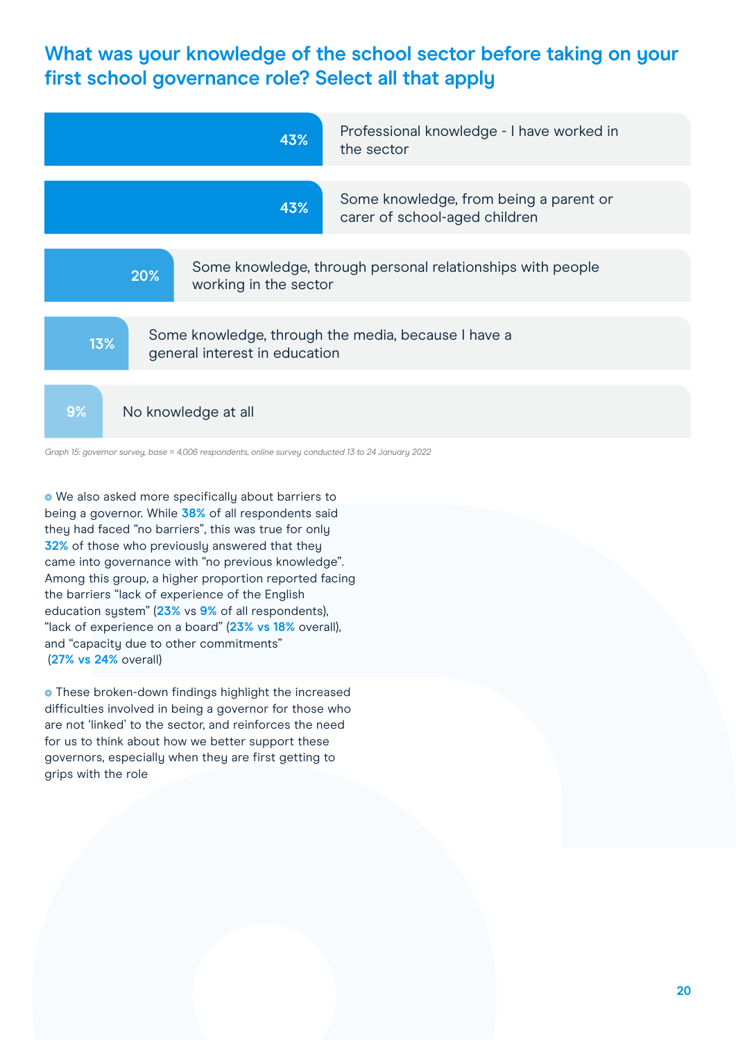## What was your knowledge of the school sector before taking on your first school governance role? Select all that apply

| Percentage | Response |
| --- | --- |
| 43% | Professional knowledge - I have worked in the sector |
| 43% | Some knowledge, from being a parent or carer of school-aged children |
| 20% | Some knowledge, through personal relationships with people working in the sector |
| 13% | Some knowledge, through the media, because I have a general interest in education |
| 9% | No knowledge at all |

*Graph 15: governor survey, base = 4,006 respondents, online survey conducted 13 to 24 January 2022*

- We also asked more specifically about barriers to being a governor. While **38%** of all respondents said they had faced "no barriers", this was true for only **32%** of those who previously answered that they came into governance with "no previous knowledge". Among this group, a higher proportion reported facing the barriers "lack of experience of the English education system" (**23%** vs **9%** of all respondents), "lack of experience on a board" (**23% vs 18%** overall), and "capacity due to other commitments" (**27% vs 24%** overall)

- These broken-down findings highlight the increased difficulties involved in being a governor for those who are not 'linked' to the sector, and reinforces the need for us to think about how we better support these governors, especially when they are first getting to grips with the role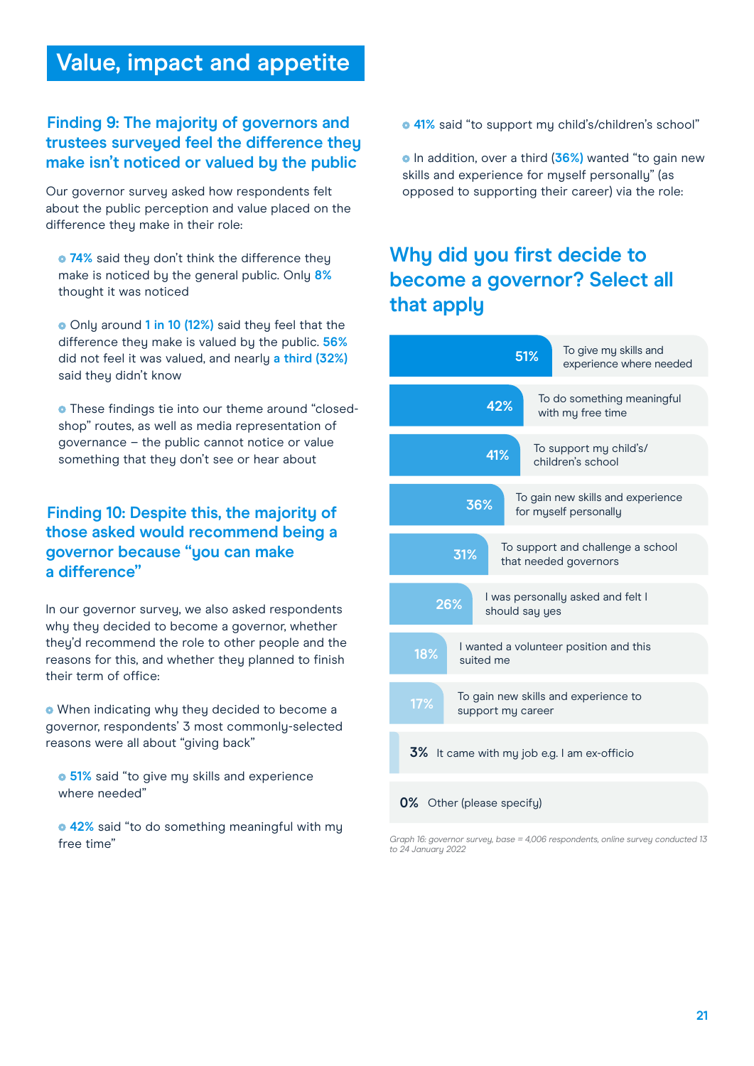# Value, impact and appetite

## Finding 9: The majority of governors and trustees surveyed feel the difference they make isn't noticed or valued by the public

Our governor survey asked how respondents felt about the public perception and value placed on the difference they make in their role:

- **74%** said they don't think the difference they make is noticed by the general public. Only **8%** thought it was noticed
- Only around **1 in 10 (12%)** said they feel that the difference they make is valued by the public. **56%** did not feel it was valued, and nearly **a third (32%)** said they didn't know
- These findings tie into our theme around "closed-shop" routes, as well as media representation of governance – the public cannot notice or value something that they don't see or hear about

## Finding 10: Despite this, the majority of those asked would recommend being a governor because "you can make a difference"

In our governor survey, we also asked respondents why they decided to become a governor, whether they'd recommend the role to other people and the reasons for this, and whether they planned to finish their term of office:

- When indicating why they decided to become a governor, respondents' 3 most commonly-selected reasons were all about "giving back"
  - **51%** said "to give my skills and experience where needed"
  - **42%** said "to do something meaningful with my free time"
  - **41%** said "to support my child's/children's school"
- In addition, over a third (**36%**) wanted "to gain new skills and experience for myself personally" (as opposed to supporting their career) via the role:

## Why did you first decide to become a governor? Select all that apply

| % | Reason |
|---|---|
| 51% | To give my skills and experience where needed |
| 42% | To do something meaningful with my free time |
| 41% | To support my child's/children's school |
| 36% | To gain new skills and experience for myself personally |
| 31% | To support and challenge a school that needed governors |
| 26% | I was personally asked and felt I should say yes |
| 18% | I wanted a volunteer position and this suited me |
| 17% | To gain new skills and experience to support my career |
| 3% | It came with my job e.g. I am ex-officio |
| 0% | Other (please specify) |

*Graph 16: governor survey, base = 4,006 respondents, online survey conducted 13 to 24 January 2022*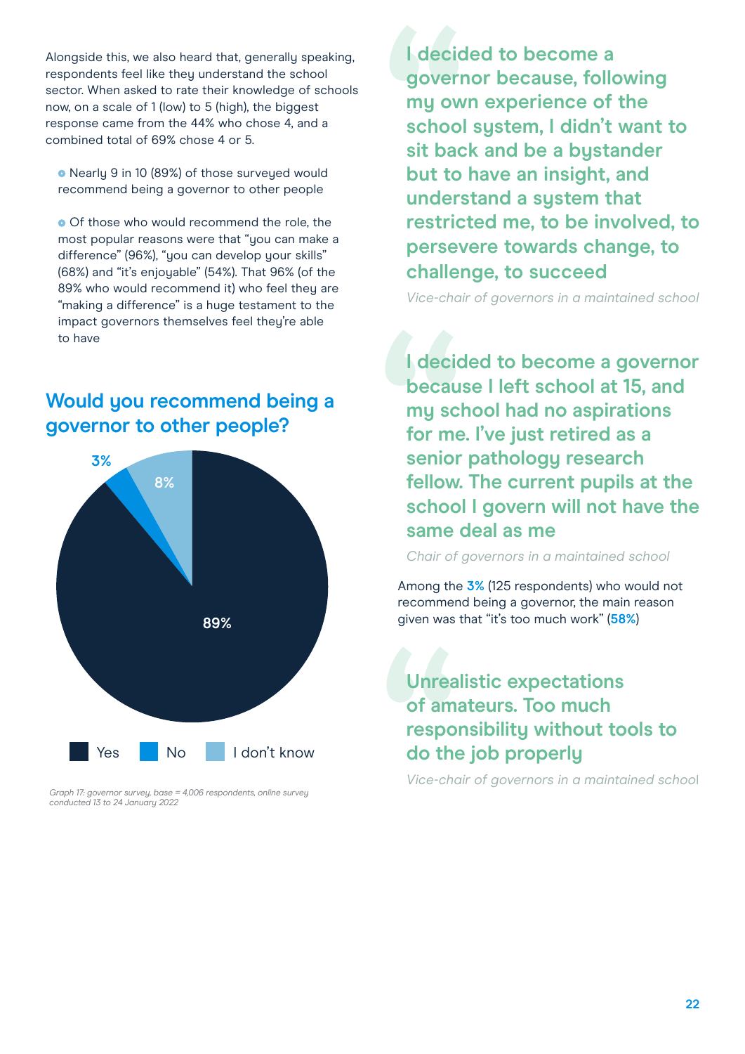Alongside this, we also heard that, generally speaking, respondents feel like they understand the school sector. When asked to rate their knowledge of schools now, on a scale of 1 (low) to 5 (high), the biggest response came from the 44% who chose 4, and a combined total of 69% chose 4 or 5.

- Nearly 9 in 10 (89%) of those surveyed would recommend being a governor to other people
- Of those who would recommend the role, the most popular reasons were that "you can make a difference" (96%), "you can develop your skills" (68%) and "it's enjoyable" (54%). That 96% (of the 89% who would recommend it) who feel they are "making a difference" is a huge testament to the impact governors themselves feel they're able to have

## Would you recommend being a governor to other people?

| Response | Percentage |
|---|---|
| Yes | 89% |
| No | 3% |
| I don't know | 8% |

*Graph 17: governor survey, base = 4,006 respondents, online survey conducted 13 to 24 January 2022*

> **I decided to become a governor because, following my own experience of the school system, I didn't want to sit back and be a bystander but to have an insight, and understand a system that restricted me, to be involved, to persevere towards change, to challenge, to succeed**
>
> *Vice-chair of governors in a maintained school*

> **I decided to become a governor because I left school at 15, and my school had no aspirations for me. I've just retired as a senior pathology research fellow. The current pupils at the school I govern will not have the same deal as me**
>
> *Chair of governors in a maintained school*

Among the **3%** (125 respondents) who would not recommend being a governor, the main reason given was that "it's too much work" (**58%**)

> **Unrealistic expectations of amateurs. Too much responsibility without tools to do the job properly**
>
> *Vice-chair of governors in a maintained school*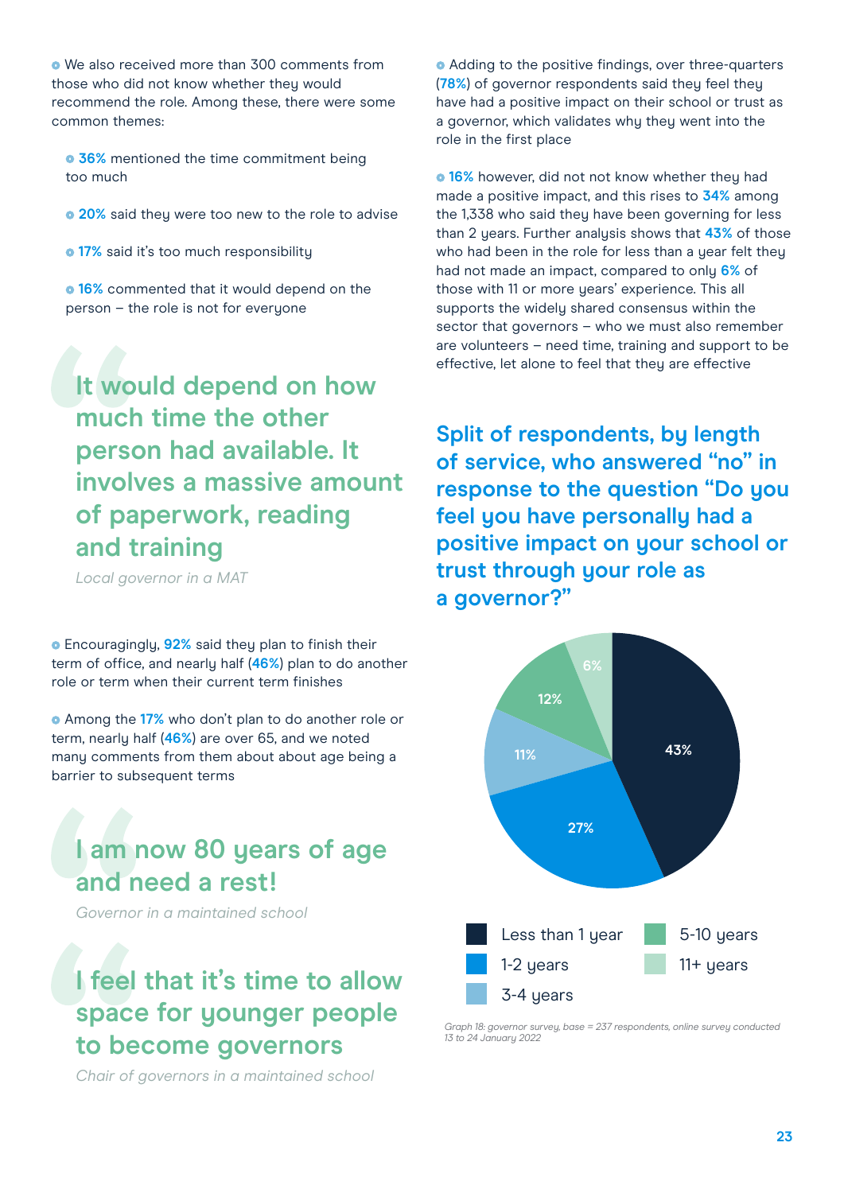- We also received more than 300 comments from those who did not know whether they would recommend the role. Among these, there were some common themes:
  - **36%** mentioned the time commitment being too much
  - **20%** said they were too new to the role to advise
  - **17%** said it's too much responsibility
  - **16%** commented that it would depend on the person – the role is not for everyone

> **It would depend on how much time the other person had available. It involves a massive amount of paperwork, reading and training**
>
> *Local governor in a MAT*

- Encouragingly, **92%** said they plan to finish their term of office, and nearly half (**46%**) plan to do another role or term when their current term finishes
- Among the **17%** who don't plan to do another role or term, nearly half (**46%**) are over 65, and we noted many comments from them about about age being a barrier to subsequent terms

> **I am now 80 years of age and need a rest!**
>
> *Governor in a maintained school*

> **I feel that it's time to allow space for younger people to become governors**
>
> *Chair of governors in a maintained school*

- Adding to the positive findings, over three-quarters (**78%**) of governor respondents said they feel they have had a positive impact on their school or trust as a governor, which validates why they went into the role in the first place
- **16%** however, did not not know whether they had made a positive impact, and this rises to **34%** among the 1,338 who said they have been governing for less than 2 years. Further analysis shows that **43%** of those who had been in the role for less than a year felt they had not made an impact, compared to only **6%** of those with 11 or more years' experience. This all supports the widely shared consensus within the sector that governors – who we must also remember are volunteers – need time, training and support to be effective, let alone to feel that they are effective

## Split of respondents, by length of service, who answered "no" in response to the question "Do you feel you have personally had a positive impact on your school or trust through your role as a governor?"

| Length of service | % |
|---|---|
| Less than 1 year | 43% |
| 1-2 years | 27% |
| 3-4 years | 11% |
| 5-10 years | 12% |
| 11+ years | 6% |

*Graph 18: governor survey, base = 237 respondents, online survey conducted 13 to 24 January 2022*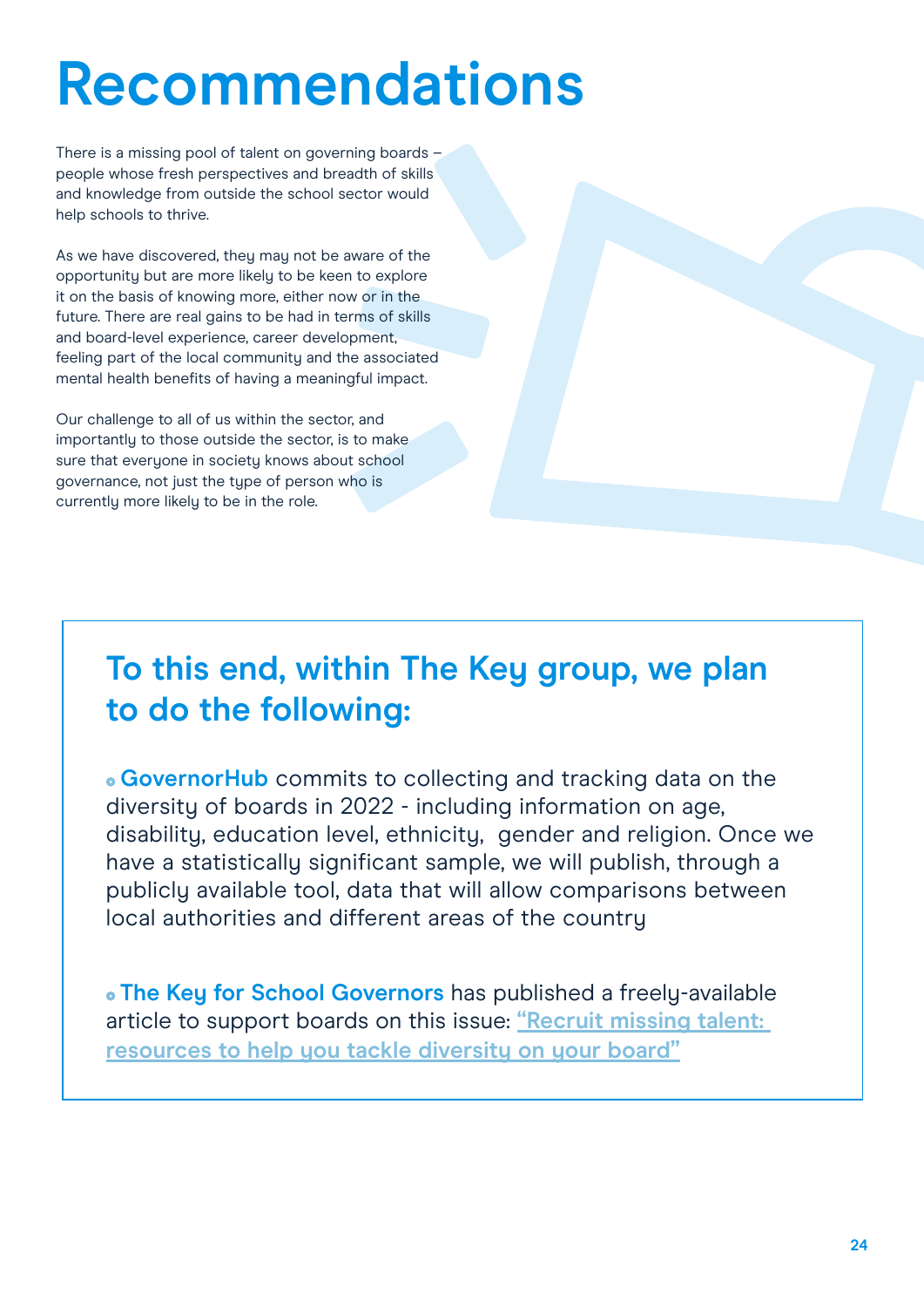# Recommendations

There is a missing pool of talent on governing boards – people whose fresh perspectives and breadth of skills and knowledge from outside the school sector would help schools to thrive.

As we have discovered, they may not be aware of the opportunity but are more likely to be keen to explore it on the basis of knowing more, either now or in the future. There are real gains to be had in terms of skills and board-level experience, career development, feeling part of the local community and the associated mental health benefits of having a meaningful impact.

Our challenge to all of us within the sector, and importantly to those outside the sector, is to make sure that everyone in society knows about school governance, not just the type of person who is currently more likely to be in the role.

## To this end, within The Key group, we plan to do the following:

- **GovernorHub** commits to collecting and tracking data on the diversity of boards in 2022 - including information on age, disability, education level, ethnicity, gender and religion. Once we have a statistically significant sample, we will publish, through a publicly available tool, data that will allow comparisons between local authorities and different areas of the country

- **The Key for School Governors** has published a freely-available article to support boards on this issue: "Recruit missing talent: resources to help you tackle diversity on your board"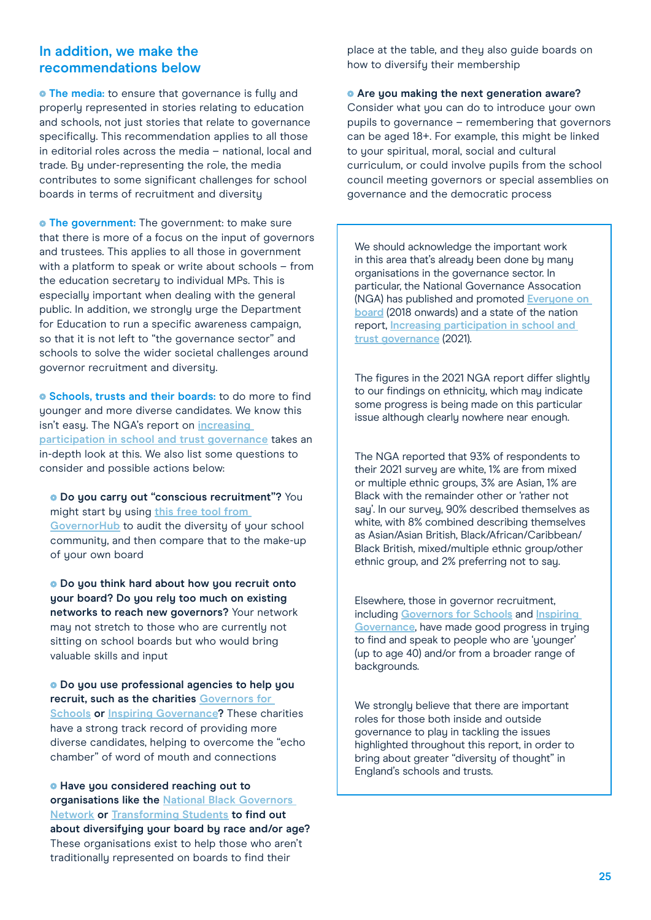## In addition, we make the recommendations below

- **The media:** to ensure that governance is fully and properly represented in stories relating to education and schools, not just stories that relate to governance specifically. This recommendation applies to all those in editorial roles across the media – national, local and trade. By under-representing the role, the media contributes to some significant challenges for school boards in terms of recruitment and diversity

- **The government:** The government: to make sure that there is more of a focus on the input of governors and trustees. This applies to all those in government with a platform to speak or write about schools – from the education secretary to individual MPs. This is especially important when dealing with the general public. In addition, we strongly urge the Department for Education to run a specific awareness campaign, so that it is not left to "the governance sector" and schools to solve the wider societal challenges around governor recruitment and diversity.

- **Schools, trusts and their boards:** to do more to find younger and more diverse candidates. We know this isn't easy. The NGA's report on increasing participation in school and trust governance takes an in-depth look at this. We also list some questions to consider and possible actions below:

  - **Do you carry out "conscious recruitment"?** You might start by using this free tool from GovernorHub to audit the diversity of your school community, and then compare that to the make-up of your own board

  - **Do you think hard about how you recruit onto your board? Do you rely too much on existing networks to reach new governors?** Your network may not stretch to those who are currently not sitting on school boards but who would bring valuable skills and input

  - **Do you use professional agencies to help you recruit, such as the charities Governors for Schools or Inspiring Governance?** These charities have a strong track record of providing more diverse candidates, helping to overcome the "echo chamber" of word of mouth and connections

  - **Have you considered reaching out to organisations like the National Black Governors Network or Transforming Students to find out about diversifying your board by race and/or age?** These organisations exist to help those who aren't traditionally represented on boards to find their place at the table, and they also guide boards on how to diversify their membership

  - **Are you making the next generation aware?** Consider what you can do to introduce your own pupils to governance – remembering that governors can be aged 18+. For example, this might be linked to your spiritual, moral, social and cultural curriculum, or could involve pupils from the school council meeting governors or special assemblies on governance and the democratic process

---

We should acknowledge the important work in this area that's already been done by many organisations in the governance sector. In particular, the National Governance Assocation (NGA) has published and promoted Everyone on board (2018 onwards) and a state of the nation report, Increasing participation in school and trust governance (2021).

The figures in the 2021 NGA report differ slightly to our findings on ethnicity, which may indicate some progress is being made on this particular issue although clearly nowhere near enough.

The NGA reported that 93% of respondents to their 2021 survey are white, 1% are from mixed or multiple ethnic groups, 3% are Asian, 1% are Black with the remainder other or 'rather not say'. In our survey, 90% described themselves as white, with 8% combined describing themselves as Asian/Asian British, Black/African/Caribbean/Black British, mixed/multiple ethnic group/other ethnic group, and 2% preferring not to say.

Elsewhere, those in governor recruitment, including Governors for Schools and Inspiring Governance, have made good progress in trying to find and speak to people who are 'younger' (up to age 40) and/or from a broader range of backgrounds.

We strongly believe that there are important roles for those both inside and outside governance to play in tackling the issues highlighted throughout this report, in order to bring about greater "diversity of thought" in England's schools and trusts.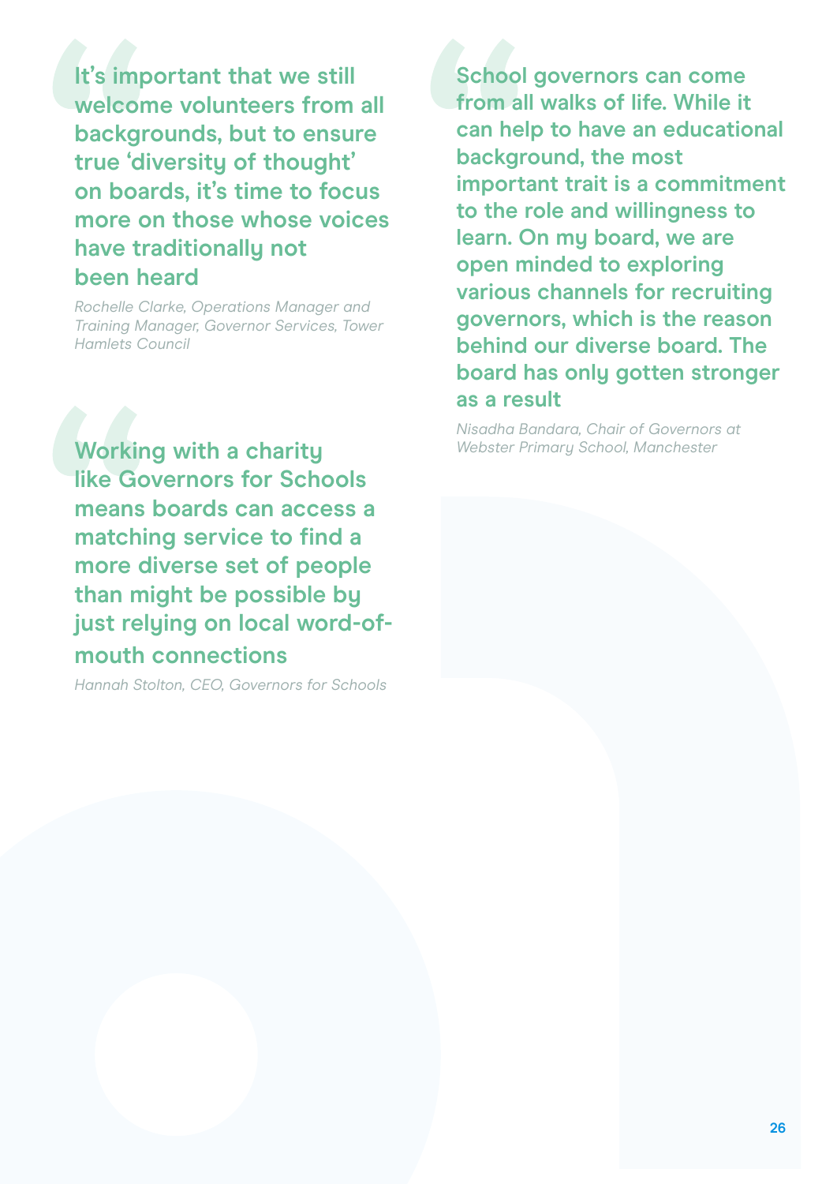> **It's important that we still welcome volunteers from all backgrounds, but to ensure true 'diversity of thought' on boards, it's time to focus more on those whose voices have traditionally not been heard**
>
> *Rochelle Clarke, Operations Manager and Training Manager, Governor Services, Tower Hamlets Council*

> **Working with a charity like Governors for Schools means boards can access a matching service to find a more diverse set of people than might be possible by just relying on local word-of-mouth connections**
>
> *Hannah Stolton, CEO, Governors for Schools*

> **School governors can come from all walks of life. While it can help to have an educational background, the most important trait is a commitment to the role and willingness to learn. On my board, we are open minded to exploring various channels for recruiting governors, which is the reason behind our diverse board. The board has only gotten stronger as a result**
>
> *Nisadha Bandara, Chair of Governors at Webster Primary School, Manchester*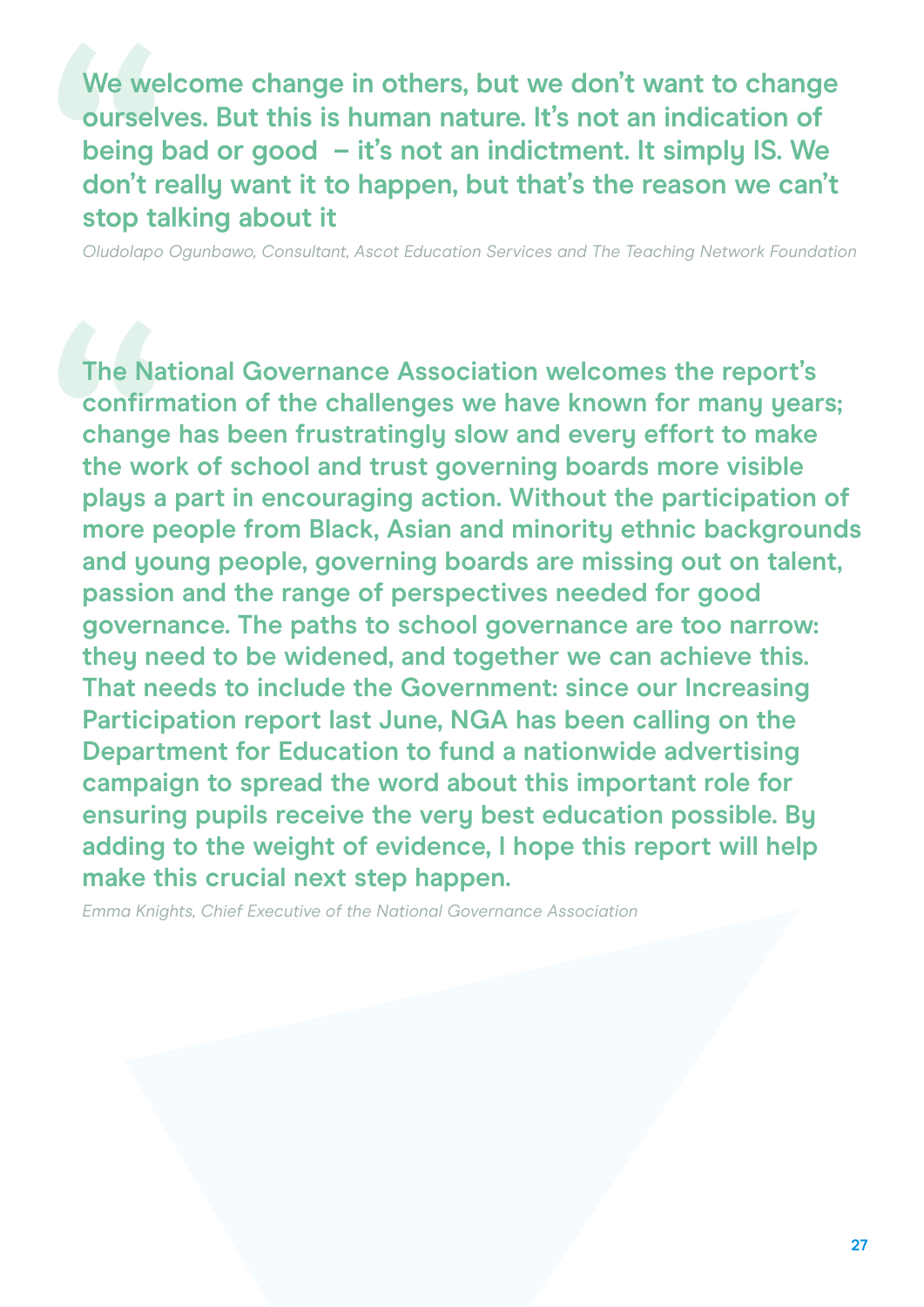> **We welcome change in others, but we don't want to change ourselves. But this is human nature. It's not an indication of being bad or good – it's not an indictment. It simply IS. We don't really want it to happen, but that's the reason we can't stop talking about it**

*Oludolapo Ogunbawo, Consultant, Ascot Education Services and The Teaching Network Foundation*

> **The National Governance Association welcomes the report's confirmation of the challenges we have known for many years; change has been frustratingly slow and every effort to make the work of school and trust governing boards more visible plays a part in encouraging action. Without the participation of more people from Black, Asian and minority ethnic backgrounds and young people, governing boards are missing out on talent, passion and the range of perspectives needed for good governance. The paths to school governance are too narrow: they need to be widened, and together we can achieve this. That needs to include the Government: since our Increasing Participation report last June, NGA has been calling on the Department for Education to fund a nationwide advertising campaign to spread the word about this important role for ensuring pupils receive the very best education possible. By adding to the weight of evidence, I hope this report will help make this crucial next step happen.**

*Emma Knights, Chief Executive of the National Governance Association*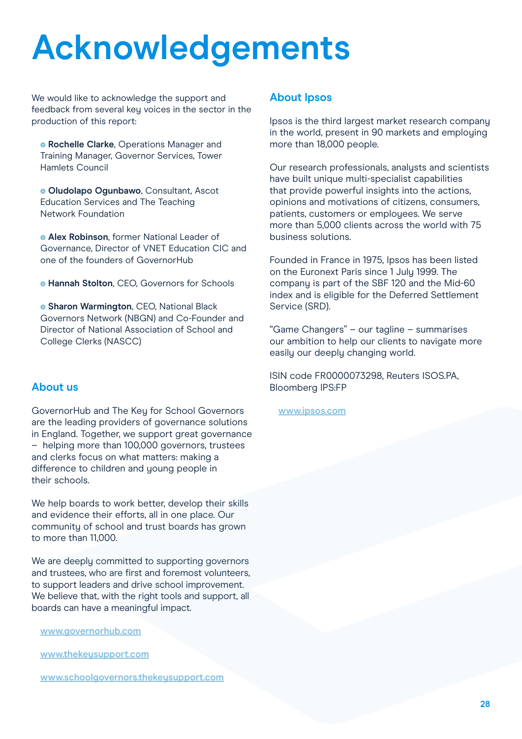# Acknowledgements

We would like to acknowledge the support and feedback from several key voices in the sector in the production of this report:

- **Rochelle Clarke**, Operations Manager and Training Manager, Governor Services, Tower Hamlets Council
- **Oludolapo Ogunbawo**, Consultant, Ascot Education Services and The Teaching Network Foundation
- **Alex Robinson**, former National Leader of Governance, Director of VNET Education CIC and one of the founders of GovernorHub
- **Hannah Stolton**, CEO, Governors for Schools
- **Sharon Warmington**, CEO, National Black Governors Network (NBGN) and Co-Founder and Director of National Association of School and College Clerks (NASCC)

## About us

GovernorHub and The Key for School Governors are the leading providers of governance solutions in England. Together, we support great governance – helping more than 100,000 governors, trustees and clerks focus on what matters: making a difference to children and young people in their schools.

We help boards to work better, develop their skills and evidence their efforts, all in one place. Our community of school and trust boards has grown to more than 11,000.

We are deeply committed to supporting governors and trustees, who are first and foremost volunteers, to support leaders and drive school improvement. We believe that, with the right tools and support, all boards can have a meaningful impact.

www.governorhub.com

www.thekeysupport.com

www.schoolgovernors.thekeysupport.com

## About Ipsos

Ipsos is the third largest market research company in the world, present in 90 markets and employing more than 18,000 people.

Our research professionals, analysts and scientists have built unique multi-specialist capabilities that provide powerful insights into the actions, opinions and motivations of citizens, consumers, patients, customers or employees. We serve more than 5,000 clients across the world with 75 business solutions.

Founded in France in 1975, Ipsos has been listed on the Euronext Paris since 1 July 1999. The company is part of the SBF 120 and the Mid-60 index and is eligible for the Deferred Settlement Service (SRD).

“Game Changers” – our tagline – summarises our ambition to help our clients to navigate more easily our deeply changing world.

ISIN code FR0000073298, Reuters ISOS.PA, Bloomberg IPS:FP

www.ipsos.com